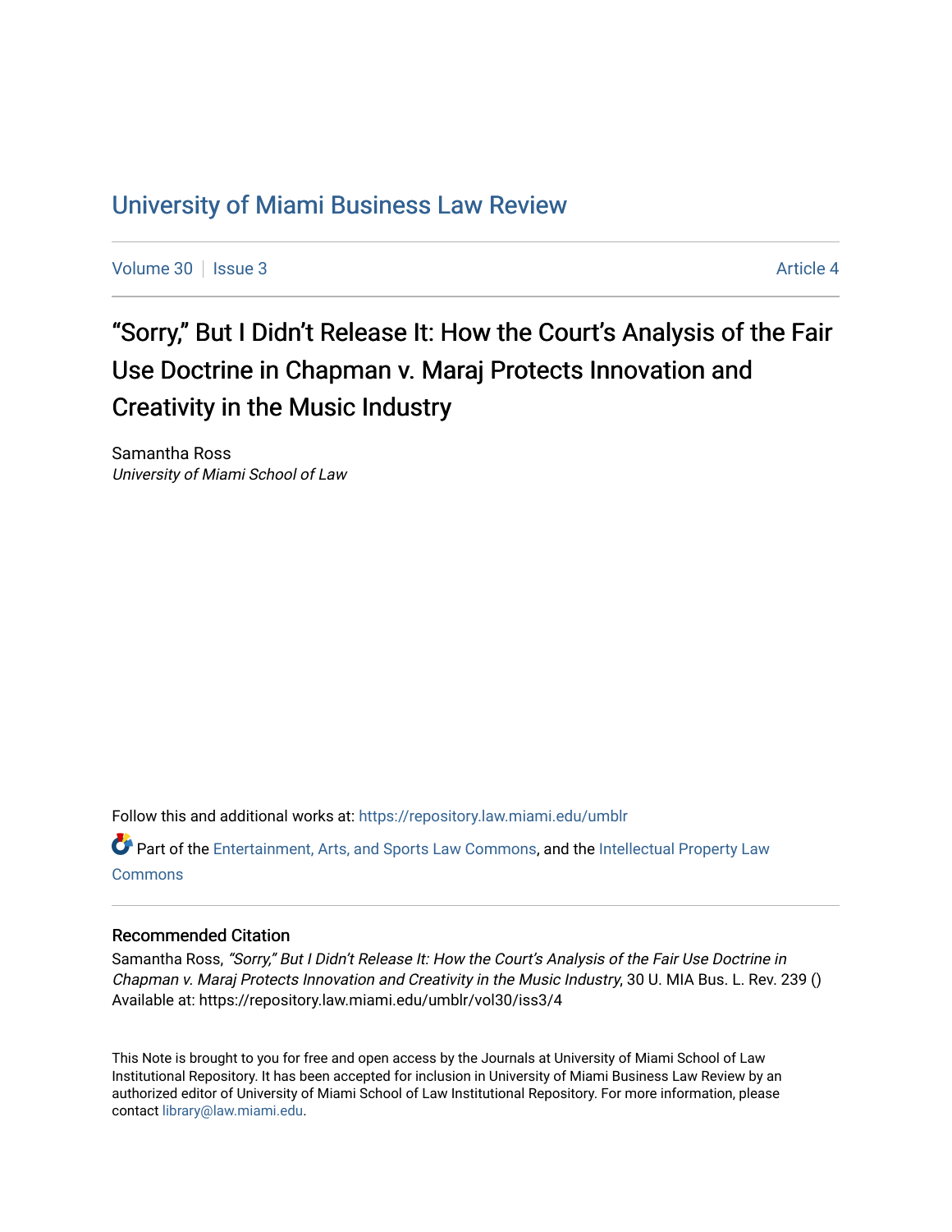# University of Miami Business Law Review

Volume 30 | Issue 3 Article 4

## "Sorry," But I Didn't Release It: How the Court's Analysis of the Fair Use Doctrine in Chapman v. Maraj Protects Innovation and Creativity in the Music Industry

Samantha Ross
*University of Miami School of Law*

Follow this and additional works at: https://repository.law.miami.edu/umblr

Part of the Entertainment, Arts, and Sports Law Commons, and the Intellectual Property Law Commons

### Recommended Citation

Samantha Ross, *"Sorry," But I Didn't Release It: How the Court's Analysis of the Fair Use Doctrine in Chapman v. Maraj Protects Innovation and Creativity in the Music Industry*, 30 U. MIA Bus. L. Rev. 239 ()
Available at: https://repository.law.miami.edu/umblr/vol30/iss3/4

This Note is brought to you for free and open access by the Journals at University of Miami School of Law Institutional Repository. It has been accepted for inclusion in University of Miami Business Law Review by an authorized editor of University of Miami School of Law Institutional Repository. For more information, please contact library@law.miami.edu.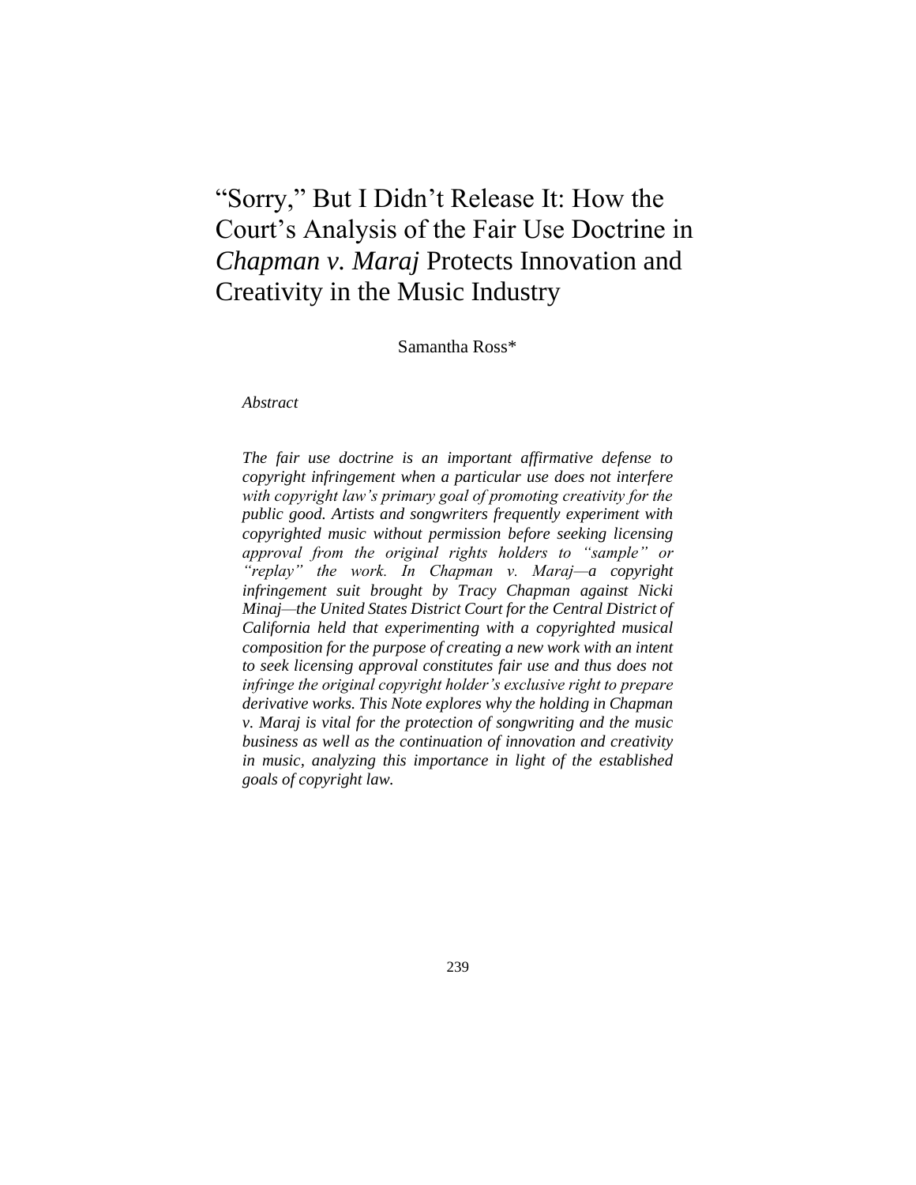# "Sorry," But I Didn't Release It: How the Court's Analysis of the Fair Use Doctrine in *Chapman v. Maraj* Protects Innovation and Creativity in the Music Industry

Samantha Ross*

*Abstract*

*The fair use doctrine is an important affirmative defense to copyright infringement when a particular use does not interfere with copyright law's primary goal of promoting creativity for the public good. Artists and songwriters frequently experiment with copyrighted music without permission before seeking licensing approval from the original rights holders to "sample" or "replay" the work. In Chapman v. Maraj—a copyright infringement suit brought by Tracy Chapman against Nicki Minaj—the United States District Court for the Central District of California held that experimenting with a copyrighted musical composition for the purpose of creating a new work with an intent to seek licensing approval constitutes fair use and thus does not infringe the original copyright holder's exclusive right to prepare derivative works. This Note explores why the holding in Chapman v. Maraj is vital for the protection of songwriting and the music business as well as the continuation of innovation and creativity in music, analyzing this importance in light of the established goals of copyright law.*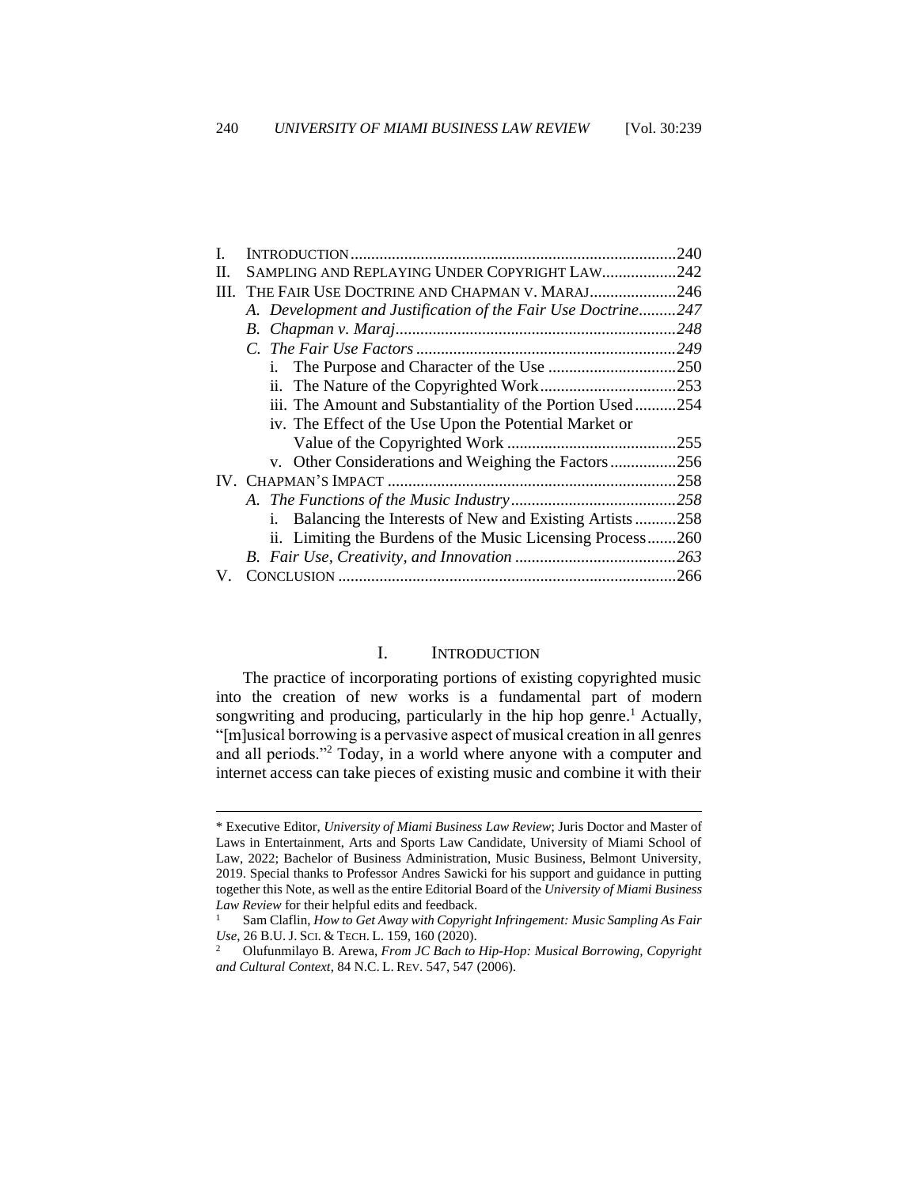| | | |
|---|---|---|
| I. | INTRODUCTION | 240 |
| II. | SAMPLING AND REPLAYING UNDER COPYRIGHT LAW | 242 |
| III. | THE FAIR USE DOCTRINE AND CHAPMAN V. MARAJ | 246 |
| | *A. Development and Justification of the Fair Use Doctrine* | *247* |
| | *B. Chapman v. Maraj* | *248* |
| | *C. The Fair Use Factors* | *249* |
| | i. The Purpose and Character of the Use | 250 |
| | ii. The Nature of the Copyrighted Work | 253 |
| | iii. The Amount and Substantiality of the Portion Used | 254 |
| | iv. The Effect of the Use Upon the Potential Market or Value of the Copyrighted Work | 255 |
| | v. Other Considerations and Weighing the Factors | 256 |
| IV. | CHAPMAN'S IMPACT | 258 |
| | *A. The Functions of the Music Industry* | *258* |
| | i. Balancing the Interests of New and Existing Artists | 258 |
| | ii. Limiting the Burdens of the Music Licensing Process | 260 |
| | *B. Fair Use, Creativity, and Innovation* | *263* |
| V. | CONCLUSION | 266 |

## I. INTRODUCTION

The practice of incorporating portions of existing copyrighted music into the creation of new works is a fundamental part of modern songwriting and producing, particularly in the hip hop genre.[1] Actually, "[m]usical borrowing is a pervasive aspect of musical creation in all genres and all periods."[2] Today, in a world where anyone with a computer and internet access can take pieces of existing music and combine it with their

---

\* Executive Editor, *University of Miami Business Law Review*; Juris Doctor and Master of Laws in Entertainment, Arts and Sports Law Candidate, University of Miami School of Law, 2022; Bachelor of Business Administration, Music Business, Belmont University, 2019. Special thanks to Professor Andres Sawicki for his support and guidance in putting together this Note, as well as the entire Editorial Board of the *University of Miami Business Law Review* for their helpful edits and feedback.

[1] Sam Claflin, *How to Get Away with Copyright Infringement: Music Sampling As Fair Use*, 26 B.U. J. SCI. & TECH. L. 159, 160 (2020).

[2] Olufunmilayo B. Arewa, *From JC Bach to Hip-Hop: Musical Borrowing, Copyright and Cultural Context*, 84 N.C. L. REV. 547, 547 (2006).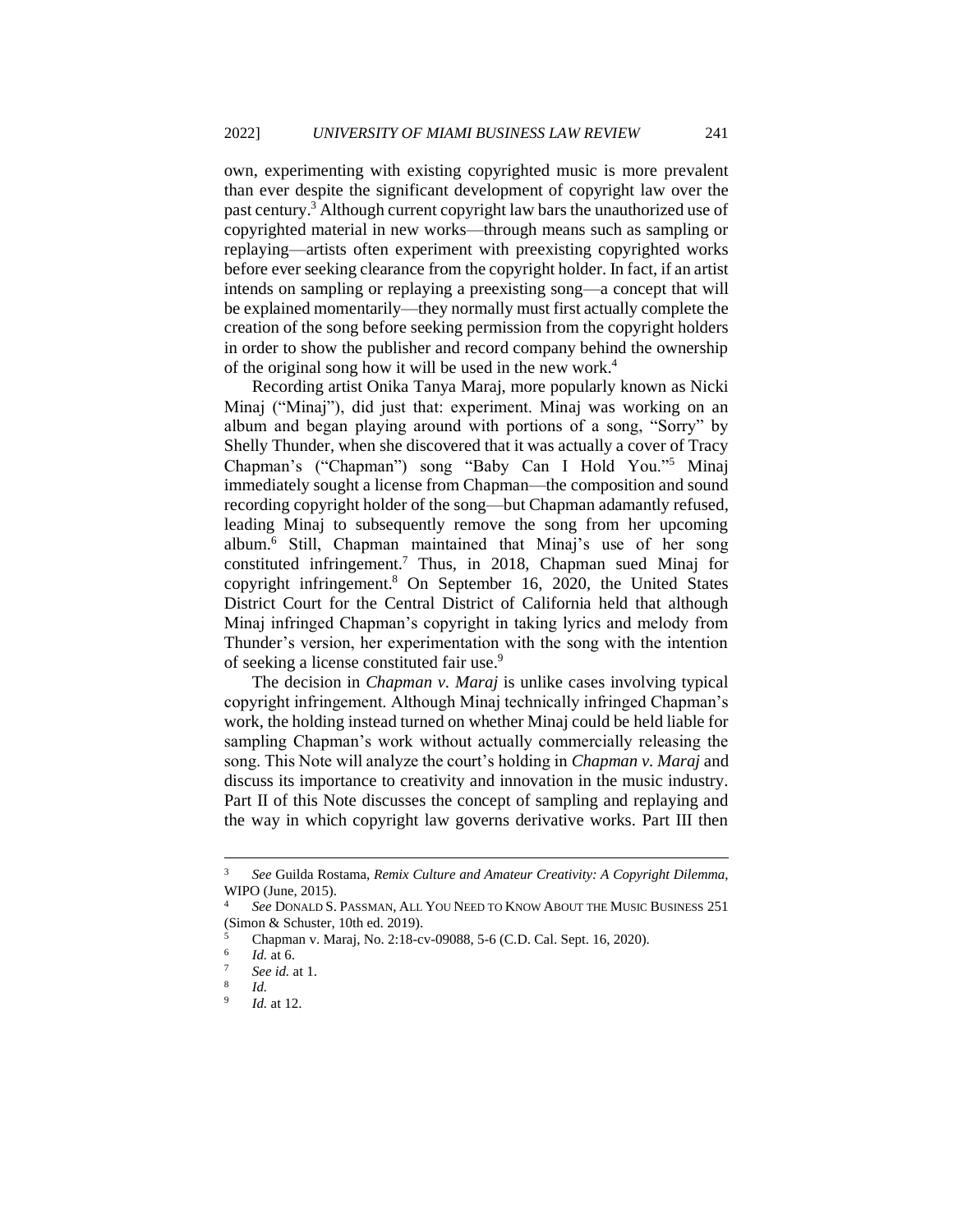own, experimenting with existing copyrighted music is more prevalent than ever despite the significant development of copyright law over the past century.[3] Although current copyright law bars the unauthorized use of copyrighted material in new works—through means such as sampling or replaying—artists often experiment with preexisting copyrighted works before ever seeking clearance from the copyright holder. In fact, if an artist intends on sampling or replaying a preexisting song—a concept that will be explained momentarily—they normally must first actually complete the creation of the song before seeking permission from the copyright holders in order to show the publisher and record company behind the ownership of the original song how it will be used in the new work.[4]

Recording artist Onika Tanya Maraj, more popularly known as Nicki Minaj ("Minaj"), did just that: experiment. Minaj was working on an album and began playing around with portions of a song, "Sorry" by Shelly Thunder, when she discovered that it was actually a cover of Tracy Chapman's ("Chapman") song "Baby Can I Hold You."[5] Minaj immediately sought a license from Chapman—the composition and sound recording copyright holder of the song—but Chapman adamantly refused, leading Minaj to subsequently remove the song from her upcoming album.[6] Still, Chapman maintained that Minaj's use of her song constituted infringement.[7] Thus, in 2018, Chapman sued Minaj for copyright infringement.[8] On September 16, 2020, the United States District Court for the Central District of California held that although Minaj infringed Chapman's copyright in taking lyrics and melody from Thunder's version, her experimentation with the song with the intention of seeking a license constituted fair use.[9]

The decision in *Chapman v. Maraj* is unlike cases involving typical copyright infringement. Although Minaj technically infringed Chapman's work, the holding instead turned on whether Minaj could be held liable for sampling Chapman's work without actually commercially releasing the song. This Note will analyze the court's holding in *Chapman v. Maraj* and discuss its importance to creativity and innovation in the music industry. Part II of this Note discusses the concept of sampling and replaying and the way in which copyright law governs derivative works. Part III then

---

[3] *See* Guilda Rostama, *Remix Culture and Amateur Creativity: A Copyright Dilemma*, WIPO (June, 2015).

[4] *See* DONALD S. PASSMAN, ALL YOU NEED TO KNOW ABOUT THE MUSIC BUSINESS 251 (Simon & Schuster, 10th ed. 2019).

[5] Chapman v. Maraj, No. 2:18-cv-09088, 5-6 (C.D. Cal. Sept. 16, 2020).

[6] *Id.* at 6.

[7] *See id.* at 1.

[8] *Id.*

[9] *Id.* at 12.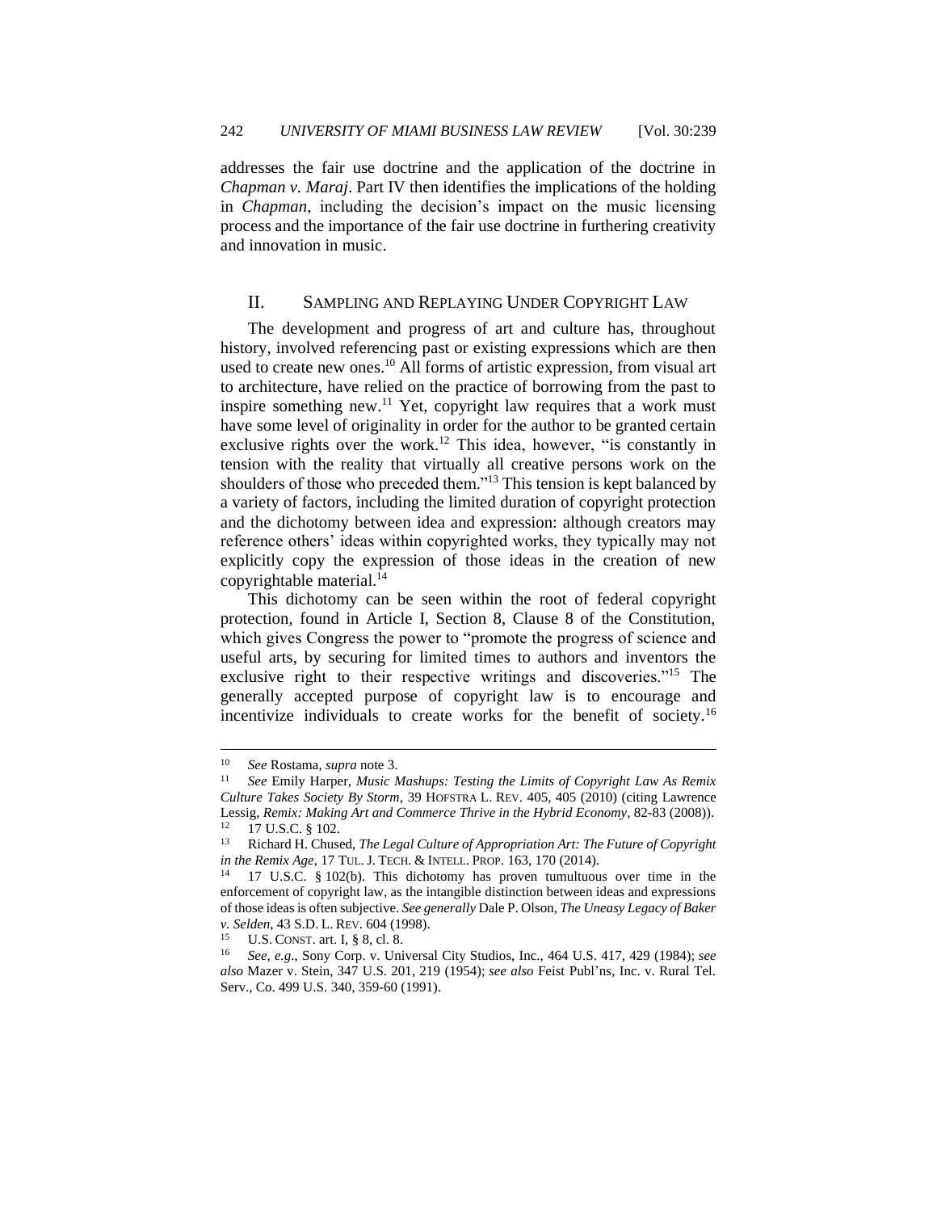addresses the fair use doctrine and the application of the doctrine in *Chapman v. Maraj*. Part IV then identifies the implications of the holding in *Chapman*, including the decision's impact on the music licensing process and the importance of the fair use doctrine in furthering creativity and innovation in music.

## II. Sampling and Replaying Under Copyright Law

The development and progress of art and culture has, throughout history, involved referencing past or existing expressions which are then used to create new ones.[10] All forms of artistic expression, from visual art to architecture, have relied on the practice of borrowing from the past to inspire something new.[11] Yet, copyright law requires that a work must have some level of originality in order for the author to be granted certain exclusive rights over the work.[12] This idea, however, "is constantly in tension with the reality that virtually all creative persons work on the shoulders of those who preceded them."[13] This tension is kept balanced by a variety of factors, including the limited duration of copyright protection and the dichotomy between idea and expression: although creators may reference others' ideas within copyrighted works, they typically may not explicitly copy the expression of those ideas in the creation of new copyrightable material.[14]

This dichotomy can be seen within the root of federal copyright protection, found in Article I, Section 8, Clause 8 of the Constitution, which gives Congress the power to "promote the progress of science and useful arts, by securing for limited times to authors and inventors the exclusive right to their respective writings and discoveries."[15] The generally accepted purpose of copyright law is to encourage and incentivize individuals to create works for the benefit of society.[16]

---

[10] *See* Rostama, *supra* note 3.

[11] *See* Emily Harper, *Music Mashups: Testing the Limits of Copyright Law As Remix Culture Takes Society By Storm*, 39 HOFSTRA L. REV. 405, 405 (2010) (citing Lawrence Lessig, *Remix: Making Art and Commerce Thrive in the Hybrid Economy*, 82-83 (2008)).

[12] 17 U.S.C. § 102.

[13] Richard H. Chused, *The Legal Culture of Appropriation Art: The Future of Copyright in the Remix Age*, 17 TUL. J. TECH. & INTELL. PROP. 163, 170 (2014).

[14] 17 U.S.C. § 102(b). This dichotomy has proven tumultuous over time in the enforcement of copyright law, as the intangible distinction between ideas and expressions of those ideas is often subjective. *See generally* Dale P. Olson, *The Uneasy Legacy of Baker v. Selden*, 43 S.D. L. REV. 604 (1998).

[15] U.S. CONST. art. I, § 8, cl. 8.

[16] *See, e.g.*, Sony Corp. v. Universal City Studios, Inc., 464 U.S. 417, 429 (1984); *see also* Mazer v. Stein, 347 U.S. 201, 219 (1954); *see also* Feist Publ'ns, Inc. v. Rural Tel. Serv., Co. 499 U.S. 340, 359-60 (1991).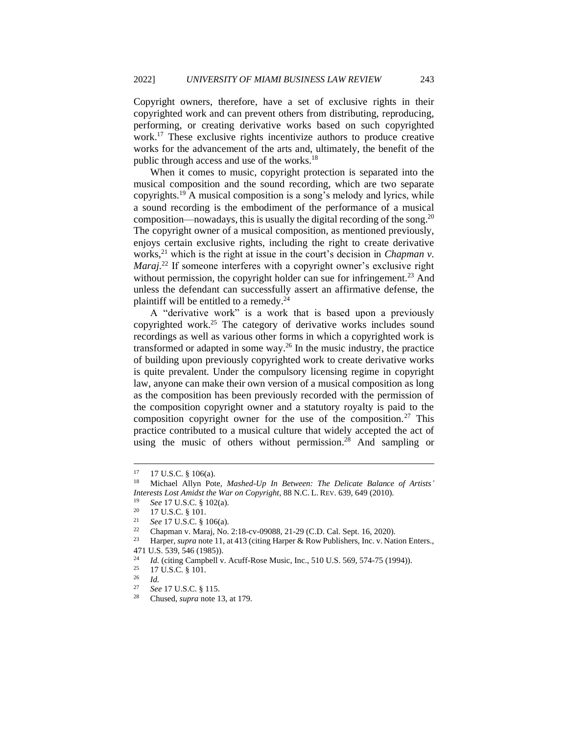Copyright owners, therefore, have a set of exclusive rights in their copyrighted work and can prevent others from distributing, reproducing, performing, or creating derivative works based on such copyrighted work.[17] These exclusive rights incentivize authors to produce creative works for the advancement of the arts and, ultimately, the benefit of the public through access and use of the works.[18]

When it comes to music, copyright protection is separated into the musical composition and the sound recording, which are two separate copyrights.[19] A musical composition is a song's melody and lyrics, while a sound recording is the embodiment of the performance of a musical composition—nowadays, this is usually the digital recording of the song.[20] The copyright owner of a musical composition, as mentioned previously, enjoys certain exclusive rights, including the right to create derivative works,[21] which is the right at issue in the court's decision in *Chapman v. Maraj*.[22] If someone interferes with a copyright owner's exclusive right without permission, the copyright holder can sue for infringement.[23] And unless the defendant can successfully assert an affirmative defense, the plaintiff will be entitled to a remedy.[24]

A "derivative work" is a work that is based upon a previously copyrighted work.[25] The category of derivative works includes sound recordings as well as various other forms in which a copyrighted work is transformed or adapted in some way.[26] In the music industry, the practice of building upon previously copyrighted work to create derivative works is quite prevalent. Under the compulsory licensing regime in copyright law, anyone can make their own version of a musical composition as long as the composition has been previously recorded with the permission of the composition copyright owner and a statutory royalty is paid to the composition copyright owner for the use of the composition.[27] This practice contributed to a musical culture that widely accepted the act of using the music of others without permission.[28] And sampling or

---

[17] 17 U.S.C. § 106(a).

[18] Michael Allyn Pote, *Mashed-Up In Between: The Delicate Balance of Artists' Interests Lost Amidst the War on Copyright*, 88 N.C. L. REV. 639, 649 (2010).

[19] *See* 17 U.S.C. § 102(a).

[20] 17 U.S.C. § 101.

[21] *See* 17 U.S.C. § 106(a).

[22] Chapman v. Maraj, No. 2:18-cv-09088, 21-29 (C.D. Cal. Sept. 16, 2020).

[23] Harper, *supra* note 11, at 413 (citing Harper & Row Publishers, Inc. v. Nation Enters., 471 U.S. 539, 546 (1985)).

[24] *Id.* (citing Campbell v. Acuff-Rose Music, Inc., 510 U.S. 569, 574-75 (1994)).

[25] 17 U.S.C. § 101.

[26] *Id.*

[27] *See* 17 U.S.C. § 115.

[28] Chused, *supra* note 13, at 179.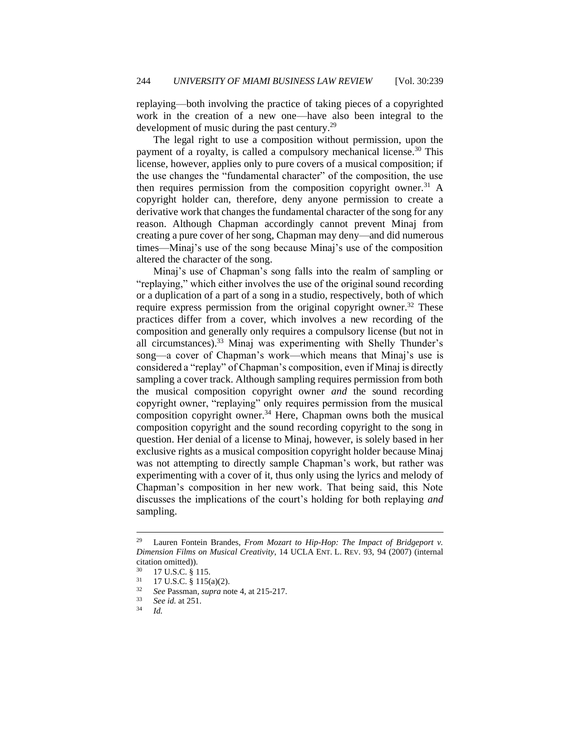replaying—both involving the practice of taking pieces of a copyrighted work in the creation of a new one—have also been integral to the development of music during the past century.[29]

The legal right to use a composition without permission, upon the payment of a royalty, is called a compulsory mechanical license.[30] This license, however, applies only to pure covers of a musical composition; if the use changes the "fundamental character" of the composition, the use then requires permission from the composition copyright owner.[31] A copyright holder can, therefore, deny anyone permission to create a derivative work that changes the fundamental character of the song for any reason. Although Chapman accordingly cannot prevent Minaj from creating a pure cover of her song, Chapman may deny—and did numerous times—Minaj's use of the song because Minaj's use of the composition altered the character of the song.

Minaj's use of Chapman's song falls into the realm of sampling or "replaying," which either involves the use of the original sound recording or a duplication of a part of a song in a studio, respectively, both of which require express permission from the original copyright owner.[32] These practices differ from a cover, which involves a new recording of the composition and generally only requires a compulsory license (but not in all circumstances).[33] Minaj was experimenting with Shelly Thunder's song—a cover of Chapman's work—which means that Minaj's use is considered a "replay" of Chapman's composition, even if Minaj is directly sampling a cover track. Although sampling requires permission from both the musical composition copyright owner *and* the sound recording copyright owner, "replaying" only requires permission from the musical composition copyright owner.[34] Here, Chapman owns both the musical composition copyright and the sound recording copyright to the song in question. Her denial of a license to Minaj, however, is solely based in her exclusive rights as a musical composition copyright holder because Minaj was not attempting to directly sample Chapman's work, but rather was experimenting with a cover of it, thus only using the lyrics and melody of Chapman's composition in her new work. That being said, this Note discusses the implications of the court's holding for both replaying *and* sampling.

---

[29] Lauren Fontein Brandes, *From Mozart to Hip-Hop: The Impact of Bridgeport v. Dimension Films on Musical Creativity*, 14 UCLA ENT. L. REV. 93, 94 (2007) (internal citation omitted)).

[30] 17 U.S.C. § 115.

[31] 17 U.S.C. § 115(a)(2).

[32] *See* Passman, *supra* note 4, at 215-217.

[33] *See id.* at 251.

[34] *Id.*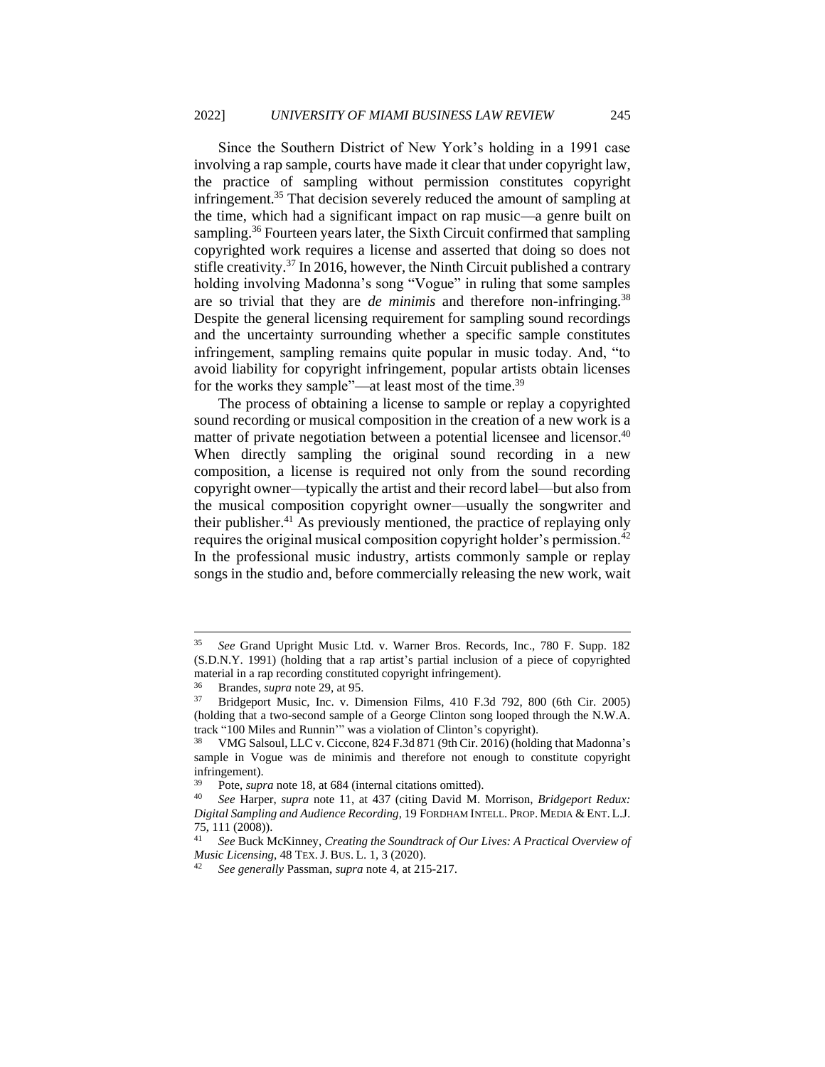Since the Southern District of New York's holding in a 1991 case involving a rap sample, courts have made it clear that under copyright law, the practice of sampling without permission constitutes copyright infringement.[35] That decision severely reduced the amount of sampling at the time, which had a significant impact on rap music—a genre built on sampling.[36] Fourteen years later, the Sixth Circuit confirmed that sampling copyrighted work requires a license and asserted that doing so does not stifle creativity.[37] In 2016, however, the Ninth Circuit published a contrary holding involving Madonna's song "Vogue" in ruling that some samples are so trivial that they are *de minimis* and therefore non-infringing.[38] Despite the general licensing requirement for sampling sound recordings and the uncertainty surrounding whether a specific sample constitutes infringement, sampling remains quite popular in music today. And, "to avoid liability for copyright infringement, popular artists obtain licenses for the works they sample"—at least most of the time.[39]

The process of obtaining a license to sample or replay a copyrighted sound recording or musical composition in the creation of a new work is a matter of private negotiation between a potential licensee and licensor.[40] When directly sampling the original sound recording in a new composition, a license is required not only from the sound recording copyright owner—typically the artist and their record label—but also from the musical composition copyright owner—usually the songwriter and their publisher.[41] As previously mentioned, the practice of replaying only requires the original musical composition copyright holder's permission.[42] In the professional music industry, artists commonly sample or replay songs in the studio and, before commercially releasing the new work, wait

---

[35] *See* Grand Upright Music Ltd. v. Warner Bros. Records, Inc., 780 F. Supp. 182 (S.D.N.Y. 1991) (holding that a rap artist's partial inclusion of a piece of copyrighted material in a rap recording constituted copyright infringement).

[36] Brandes, *supra* note 29, at 95.

[37] Bridgeport Music, Inc. v. Dimension Films, 410 F.3d 792, 800 (6th Cir. 2005) (holding that a two-second sample of a George Clinton song looped through the N.W.A. track "100 Miles and Runnin'" was a violation of Clinton's copyright).

[38] VMG Salsoul, LLC v. Ciccone, 824 F.3d 871 (9th Cir. 2016) (holding that Madonna's sample in Vogue was de minimis and therefore not enough to constitute copyright infringement).

[39] Pote, *supra* note 18, at 684 (internal citations omitted).

[40] *See* Harper, *supra* note 11, at 437 (citing David M. Morrison, *Bridgeport Redux: Digital Sampling and Audience Recording*, 19 FORDHAM INTELL. PROP. MEDIA & ENT. L.J. 75, 111 (2008)).

[41] *See* Buck McKinney, *Creating the Soundtrack of Our Lives: A Practical Overview of Music Licensing*, 48 TEX. J. BUS. L. 1, 3 (2020).

[42] *See generally* Passman, *supra* note 4, at 215-217.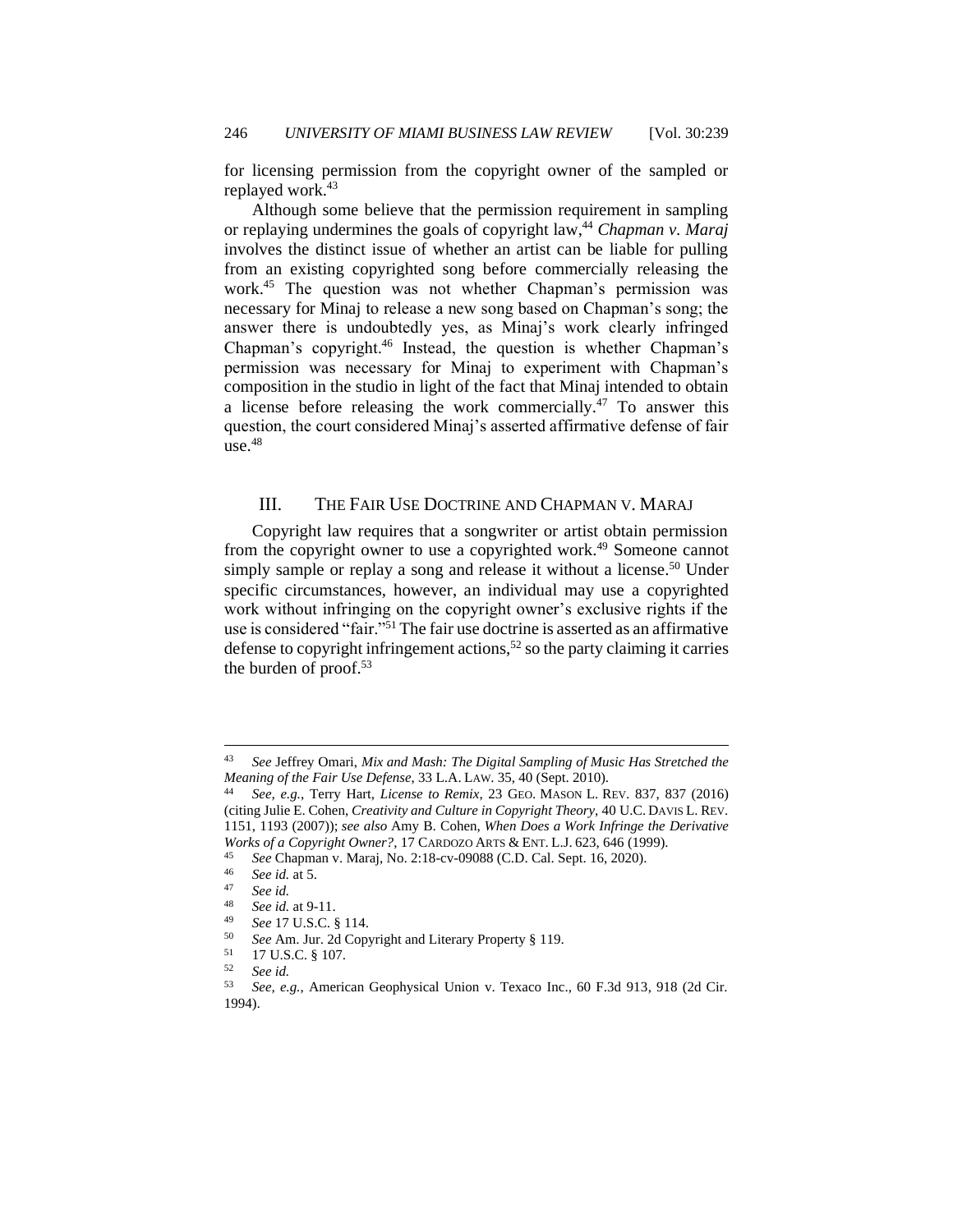for licensing permission from the copyright owner of the sampled or replayed work.[43]

Although some believe that the permission requirement in sampling or replaying undermines the goals of copyright law,[44] *Chapman v. Maraj* involves the distinct issue of whether an artist can be liable for pulling from an existing copyrighted song before commercially releasing the work.[45] The question was not whether Chapman's permission was necessary for Minaj to release a new song based on Chapman's song; the answer there is undoubtedly yes, as Minaj's work clearly infringed Chapman's copyright.[46] Instead, the question is whether Chapman's permission was necessary for Minaj to experiment with Chapman's composition in the studio in light of the fact that Minaj intended to obtain a license before releasing the work commercially.[47] To answer this question, the court considered Minaj's asserted affirmative defense of fair use.[48]

## III. The Fair Use Doctrine and Chapman v. Maraj

Copyright law requires that a songwriter or artist obtain permission from the copyright owner to use a copyrighted work.[49] Someone cannot simply sample or replay a song and release it without a license.[50] Under specific circumstances, however, an individual may use a copyrighted work without infringing on the copyright owner's exclusive rights if the use is considered "fair."[51] The fair use doctrine is asserted as an affirmative defense to copyright infringement actions,[52] so the party claiming it carries the burden of proof.[53]

---

43 *See* Jeffrey Omari, *Mix and Mash: The Digital Sampling of Music Has Stretched the Meaning of the Fair Use Defense*, 33 L.A. LAW. 35, 40 (Sept. 2010).

44 *See, e.g.*, Terry Hart, *License to Remix*, 23 GEO. MASON L. REV. 837, 837 (2016) (citing Julie E. Cohen, *Creativity and Culture in Copyright Theory*, 40 U.C. DAVIS L. REV. 1151, 1193 (2007)); *see also* Amy B. Cohen, *When Does a Work Infringe the Derivative Works of a Copyright Owner?*, 17 CARDOZO ARTS & ENT. L.J. 623, 646 (1999).

45 *See* Chapman v. Maraj, No. 2:18-cv-09088 (C.D. Cal. Sept. 16, 2020).

46 *See id.* at 5.

47 *See id.*

48 *See id.* at 9-11.

49 *See* 17 U.S.C. § 114.

50 *See* Am. Jur. 2d Copyright and Literary Property § 119.

51 17 U.S.C. § 107.

52 *See id.*

53 *See, e.g.*, American Geophysical Union v. Texaco Inc., 60 F.3d 913, 918 (2d Cir. 1994).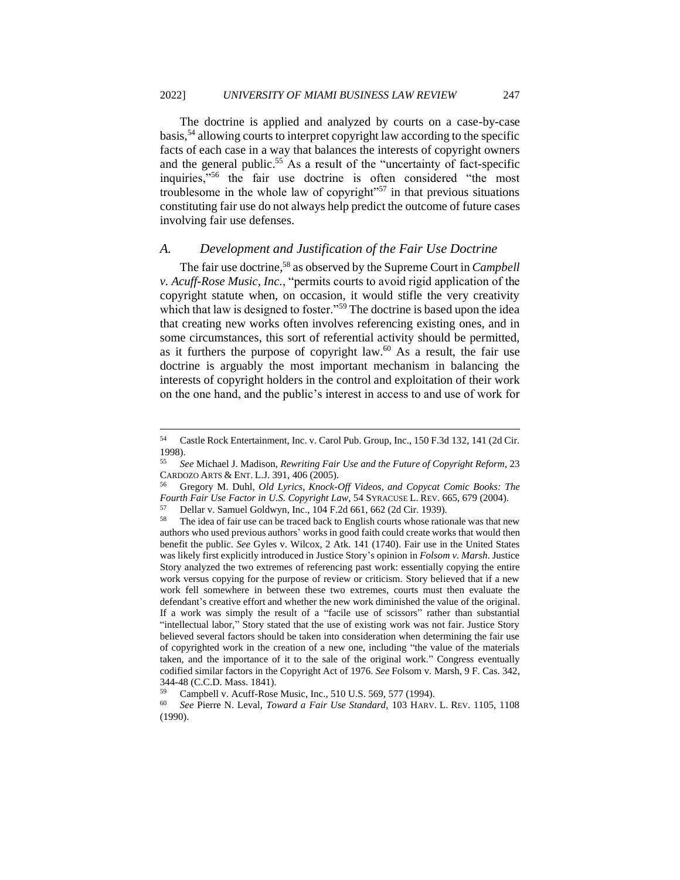The doctrine is applied and analyzed by courts on a case-by-case basis,[54] allowing courts to interpret copyright law according to the specific facts of each case in a way that balances the interests of copyright owners and the general public.[55] As a result of the "uncertainty of fact-specific inquiries,"[56] the fair use doctrine is often considered "the most troublesome in the whole law of copyright"[57] in that previous situations constituting fair use do not always help predict the outcome of future cases involving fair use defenses.

### *A. Development and Justification of the Fair Use Doctrine*

The fair use doctrine,[58] as observed by the Supreme Court in *Campbell v. Acuff-Rose Music, Inc.*, "permits courts to avoid rigid application of the copyright statute when, on occasion, it would stifle the very creativity which that law is designed to foster."[59] The doctrine is based upon the idea that creating new works often involves referencing existing ones, and in some circumstances, this sort of referential activity should be permitted, as it furthers the purpose of copyright law.[60] As a result, the fair use doctrine is arguably the most important mechanism in balancing the interests of copyright holders in the control and exploitation of their work on the one hand, and the public's interest in access to and use of work for

---

[54] Castle Rock Entertainment, Inc. v. Carol Pub. Group, Inc., 150 F.3d 132, 141 (2d Cir. 1998).

[55] *See* Michael J. Madison, *Rewriting Fair Use and the Future of Copyright Reform*, 23 CARDOZO ARTS & ENT. L.J. 391, 406 (2005).

[56] Gregory M. Duhl, *Old Lyrics, Knock-Off Videos, and Copycat Comic Books: The Fourth Fair Use Factor in U.S. Copyright Law*, 54 SYRACUSE L. REV. 665, 679 (2004).

[57] Dellar v. Samuel Goldwyn, Inc., 104 F.2d 661, 662 (2d Cir. 1939).

[58] The idea of fair use can be traced back to English courts whose rationale was that new authors who used previous authors' works in good faith could create works that would then benefit the public. *See* Gyles v. Wilcox, 2 Atk. 141 (1740). Fair use in the United States was likely first explicitly introduced in Justice Story's opinion in *Folsom v. Marsh*. Justice Story analyzed the two extremes of referencing past work: essentially copying the entire work versus copying for the purpose of review or criticism. Story believed that if a new work fell somewhere in between these two extremes, courts must then evaluate the defendant's creative effort and whether the new work diminished the value of the original. If a work was simply the result of a "facile use of scissors" rather than substantial "intellectual labor," Story stated that the use of existing work was not fair. Justice Story believed several factors should be taken into consideration when determining the fair use of copyrighted work in the creation of a new one, including "the value of the materials taken, and the importance of it to the sale of the original work." Congress eventually codified similar factors in the Copyright Act of 1976. *See* Folsom v. Marsh, 9 F. Cas. 342, 344-48 (C.C.D. Mass. 1841).

[59] Campbell v. Acuff-Rose Music, Inc., 510 U.S. 569, 577 (1994).

[60] *See* Pierre N. Leval, *Toward a Fair Use Standard*, 103 HARV. L. REV. 1105, 1108 (1990).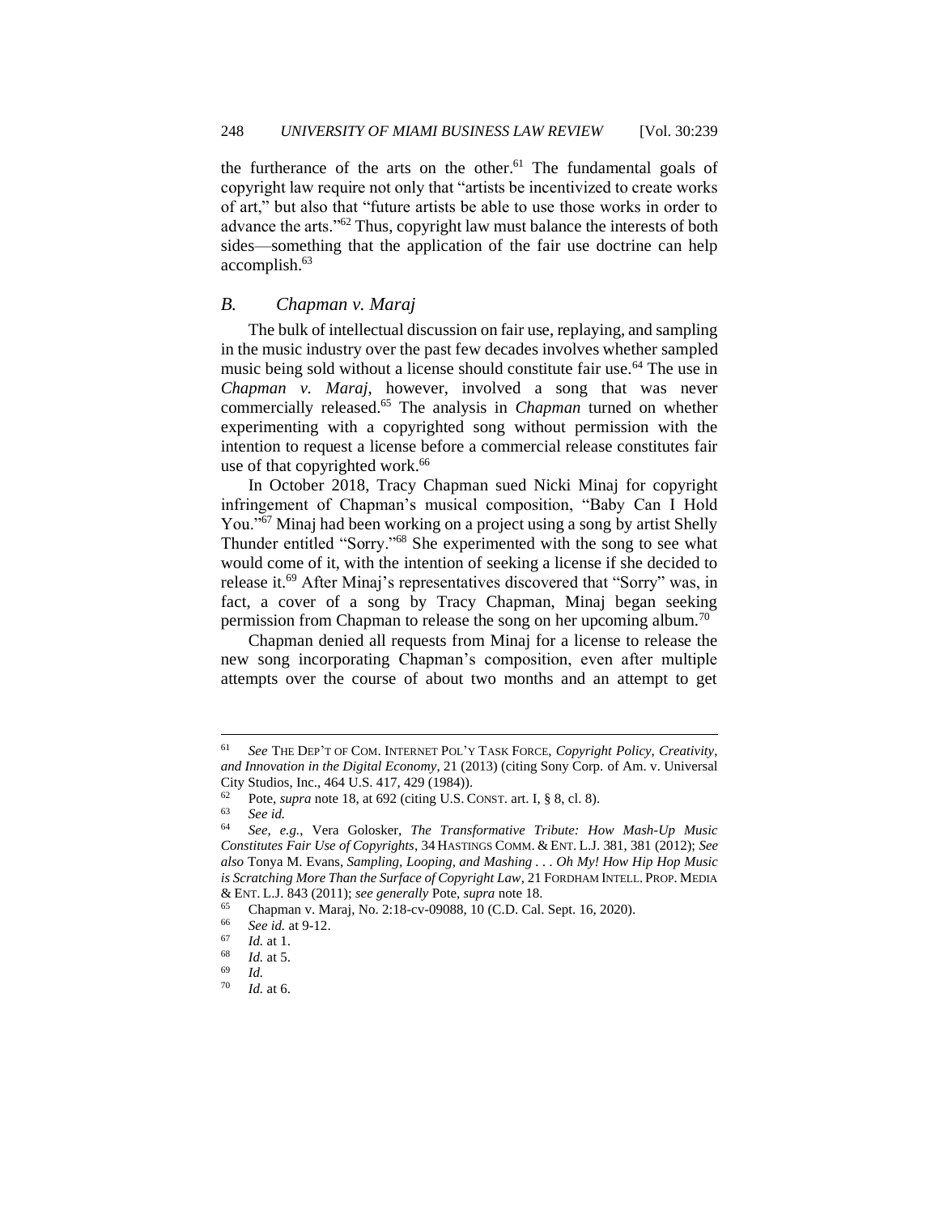the furtherance of the arts on the other.[61] The fundamental goals of copyright law require not only that "artists be incentivized to create works of art," but also that "future artists be able to use those works in order to advance the arts."[62] Thus, copyright law must balance the interests of both sides—something that the application of the fair use doctrine can help accomplish.[63]

### B. *Chapman v. Maraj*

The bulk of intellectual discussion on fair use, replaying, and sampling in the music industry over the past few decades involves whether sampled music being sold without a license should constitute fair use.[64] The use in *Chapman v. Maraj*, however, involved a song that was never commercially released.[65] The analysis in *Chapman* turned on whether experimenting with a copyrighted song without permission with the intention to request a license before a commercial release constitutes fair use of that copyrighted work.[66]

In October 2018, Tracy Chapman sued Nicki Minaj for copyright infringement of Chapman's musical composition, "Baby Can I Hold You."[67] Minaj had been working on a project using a song by artist Shelly Thunder entitled "Sorry."[68] She experimented with the song to see what would come of it, with the intention of seeking a license if she decided to release it.[69] After Minaj's representatives discovered that "Sorry" was, in fact, a cover of a song by Tracy Chapman, Minaj began seeking permission from Chapman to release the song on her upcoming album.[70]

Chapman denied all requests from Minaj for a license to release the new song incorporating Chapman's composition, even after multiple attempts over the course of about two months and an attempt to get

---

[61] *See* THE DEP'T OF COM. INTERNET POL'Y TASK FORCE, *Copyright Policy, Creativity, and Innovation in the Digital Economy*, 21 (2013) (citing Sony Corp. of Am. v. Universal City Studios, Inc., 464 U.S. 417, 429 (1984)).

[62] Pote, *supra* note 18, at 692 (citing U.S. CONST. art. I, § 8, cl. 8).

[63] *See id.*

[64] *See, e.g.*, Vera Golosker, *The Transformative Tribute: How Mash-Up Music Constitutes Fair Use of Copyrights*, 34 HASTINGS COMM. & ENT. L.J. 381, 381 (2012); *See also* Tonya M. Evans, *Sampling, Looping, and Mashing . . . Oh My! How Hip Hop Music is Scratching More Than the Surface of Copyright Law*, 21 FORDHAM INTELL. PROP. MEDIA & ENT. L.J. 843 (2011); *see generally* Pote, *supra* note 18.

[65] Chapman v. Maraj, No. 2:18-cv-09088, 10 (C.D. Cal. Sept. 16, 2020).

[66] *See id.* at 9-12.

[67] *Id.* at 1.

[68] *Id.* at 5.

[69] *Id.*

[70] *Id.* at 6.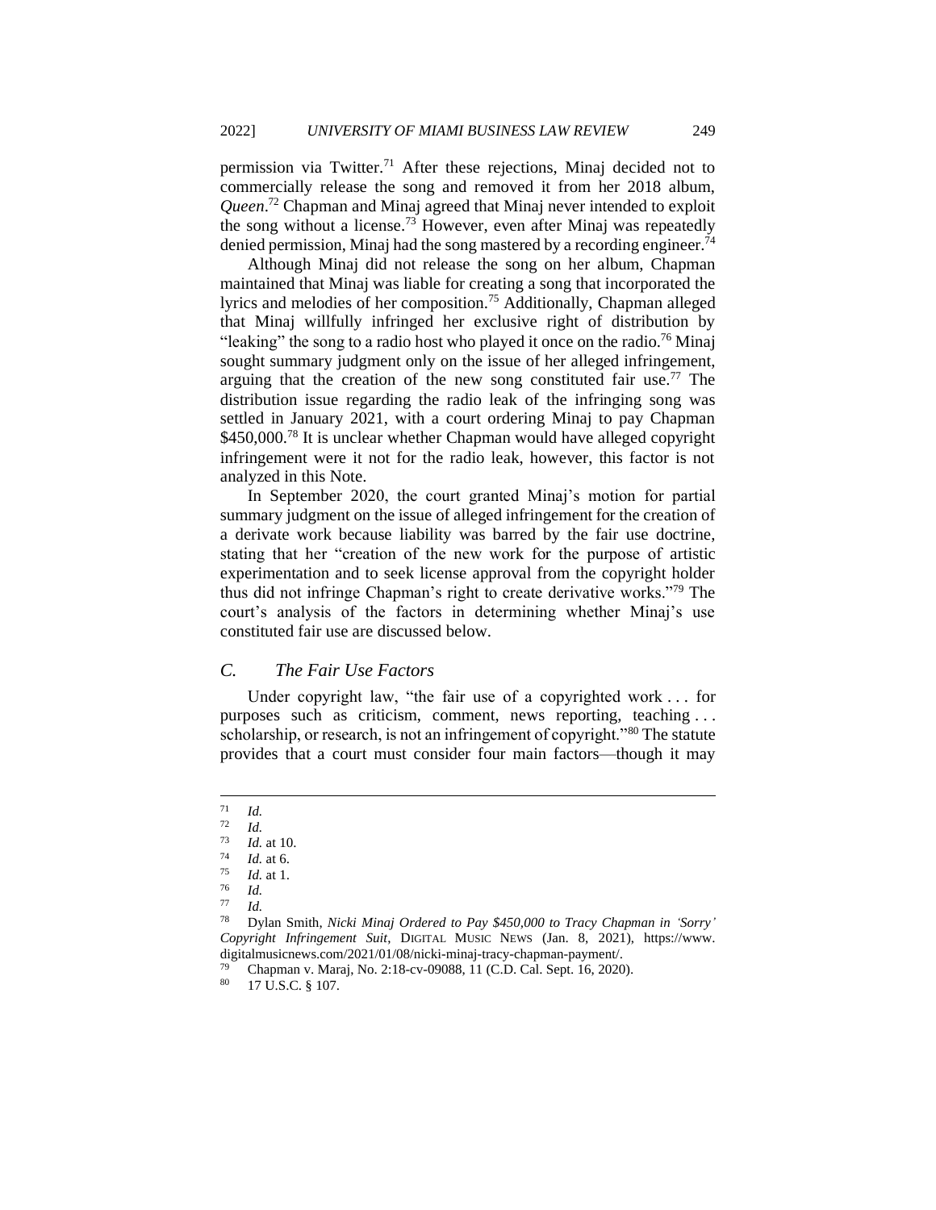permission via Twitter.[71] After these rejections, Minaj decided not to commercially release the song and removed it from her 2018 album, *Queen*.[72] Chapman and Minaj agreed that Minaj never intended to exploit the song without a license.[73] However, even after Minaj was repeatedly denied permission, Minaj had the song mastered by a recording engineer.[74]

Although Minaj did not release the song on her album, Chapman maintained that Minaj was liable for creating a song that incorporated the lyrics and melodies of her composition.[75] Additionally, Chapman alleged that Minaj willfully infringed her exclusive right of distribution by "leaking" the song to a radio host who played it once on the radio.[76] Minaj sought summary judgment only on the issue of her alleged infringement, arguing that the creation of the new song constituted fair use.[77] The distribution issue regarding the radio leak of the infringing song was settled in January 2021, with a court ordering Minaj to pay Chapman $450,000.[78] It is unclear whether Chapman would have alleged copyright infringement were it not for the radio leak, however, this factor is not analyzed in this Note.

In September 2020, the court granted Minaj's motion for partial summary judgment on the issue of alleged infringement for the creation of a derivate work because liability was barred by the fair use doctrine, stating that her "creation of the new work for the purpose of artistic experimentation and to seek license approval from the copyright holder thus did not infringe Chapman's right to create derivative works."[79] The court's analysis of the factors in determining whether Minaj's use constituted fair use are discussed below.

### C. The Fair Use Factors

Under copyright law, "the fair use of a copyrighted work . . . for purposes such as criticism, comment, news reporting, teaching . . . scholarship, or research, is not an infringement of copyright."[80] The statute provides that a court must consider four main factors—though it may

---

[71] *Id.*

[72] *Id.*

[73] *Id.* at 10.

[74] *Id.* at 6.

[75] *Id.* at 1.

[76] *Id.*

[77] *Id.*

[78] Dylan Smith, *Nicki Minaj Ordered to Pay $450,000 to Tracy Chapman in 'Sorry' Copyright Infringement Suit*, DIGITAL MUSIC NEWS (Jan. 8, 2021), https://www.digitalmusicnews.com/2021/01/08/nicki-minaj-tracy-chapman-payment/.

[79] Chapman v. Maraj, No. 2:18-cv-09088, 11 (C.D. Cal. Sept. 16, 2020).

[80] 17 U.S.C. § 107.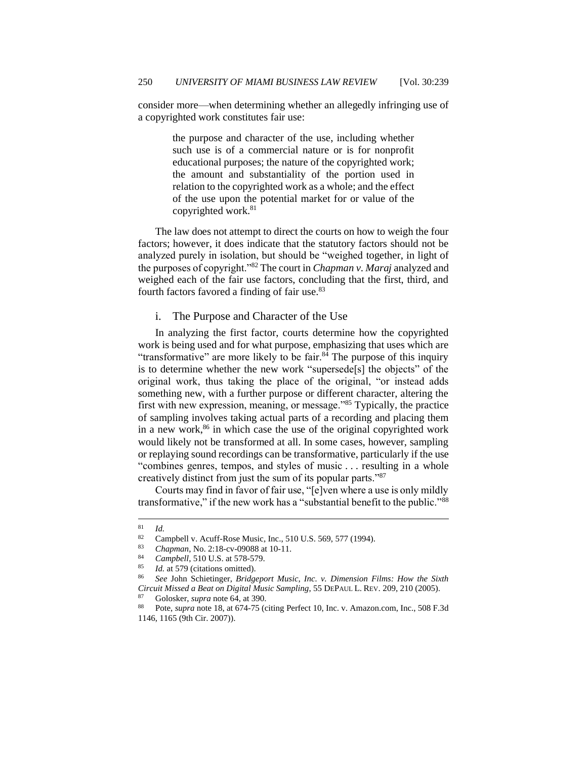consider more—when determining whether an allegedly infringing use of a copyrighted work constitutes fair use:

> the purpose and character of the use, including whether such use is of a commercial nature or is for nonprofit educational purposes; the nature of the copyrighted work; the amount and substantiality of the portion used in relation to the copyrighted work as a whole; and the effect of the use upon the potential market for or value of the copyrighted work.[81]

The law does not attempt to direct the courts on how to weigh the four factors; however, it does indicate that the statutory factors should not be analyzed purely in isolation, but should be "weighed together, in light of the purposes of copyright."[82] The court in *Chapman v. Maraj* analyzed and weighed each of the fair use factors, concluding that the first, third, and fourth factors favored a finding of fair use.[83]

### i. The Purpose and Character of the Use

In analyzing the first factor, courts determine how the copyrighted work is being used and for what purpose, emphasizing that uses which are "transformative" are more likely to be fair.[84] The purpose of this inquiry is to determine whether the new work "supersede[s] the objects" of the original work, thus taking the place of the original, "or instead adds something new, with a further purpose or different character, altering the first with new expression, meaning, or message."[85] Typically, the practice of sampling involves taking actual parts of a recording and placing them in a new work,[86] in which case the use of the original copyrighted work would likely not be transformed at all. In some cases, however, sampling or replaying sound recordings can be transformative, particularly if the use "combines genres, tempos, and styles of music . . . resulting in a whole creatively distinct from just the sum of its popular parts."[87]

Courts may find in favor of fair use, "[e]ven where a use is only mildly transformative," if the new work has a "substantial benefit to the public."[88]

---

[81] *Id.*

[82] Campbell v. Acuff-Rose Music, Inc., 510 U.S. 569, 577 (1994).

[83] *Chapman*, No. 2:18-cv-09088 at 10-11.

[84] *Campbell*, 510 U.S. at 578-579.

[85] *Id.* at 579 (citations omitted).

[86] *See* John Schietinger, *Bridgeport Music, Inc. v. Dimension Films: How the Sixth Circuit Missed a Beat on Digital Music Sampling*, 55 DEPAUL L. REV. 209, 210 (2005).

[87] Golosker, *supra* note 64, at 390.

[88] Pote, *supra* note 18, at 674-75 (citing Perfect 10, Inc. v. Amazon.com, Inc., 508 F.3d 1146, 1165 (9th Cir. 2007)).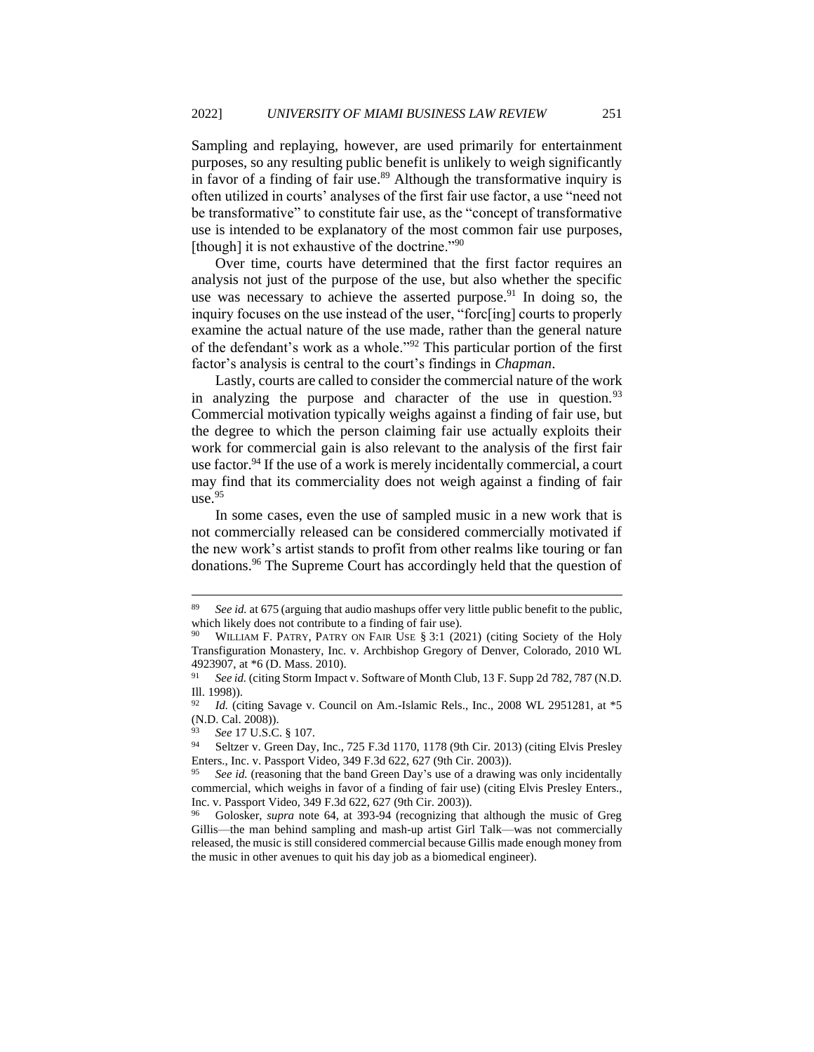Sampling and replaying, however, are used primarily for entertainment purposes, so any resulting public benefit is unlikely to weigh significantly in favor of a finding of fair use.[89] Although the transformative inquiry is often utilized in courts' analyses of the first fair use factor, a use "need not be transformative" to constitute fair use, as the "concept of transformative use is intended to be explanatory of the most common fair use purposes, [though] it is not exhaustive of the doctrine."[90]

Over time, courts have determined that the first factor requires an analysis not just of the purpose of the use, but also whether the specific use was necessary to achieve the asserted purpose.[91] In doing so, the inquiry focuses on the use instead of the user, "forc[ing] courts to properly examine the actual nature of the use made, rather than the general nature of the defendant's work as a whole."[92] This particular portion of the first factor's analysis is central to the court's findings in *Chapman*.

Lastly, courts are called to consider the commercial nature of the work in analyzing the purpose and character of the use in question.[93] Commercial motivation typically weighs against a finding of fair use, but the degree to which the person claiming fair use actually exploits their work for commercial gain is also relevant to the analysis of the first fair use factor.[94] If the use of a work is merely incidentally commercial, a court may find that its commerciality does not weigh against a finding of fair use.[95]

In some cases, even the use of sampled music in a new work that is not commercially released can be considered commercially motivated if the new work's artist stands to profit from other realms like touring or fan donations.[96] The Supreme Court has accordingly held that the question of

---

[89] *See id.* at 675 (arguing that audio mashups offer very little public benefit to the public, which likely does not contribute to a finding of fair use).

[90] WILLIAM F. PATRY, PATRY ON FAIR USE § 3:1 (2021) (citing Society of the Holy Transfiguration Monastery, Inc. v. Archbishop Gregory of Denver, Colorado, 2010 WL 4923907, at *6 (D. Mass. 2010).

[91] *See id.* (citing Storm Impact v. Software of Month Club, 13 F. Supp 2d 782, 787 (N.D. Ill. 1998)).

[92] *Id.* (citing Savage v. Council on Am.-Islamic Rels., Inc., 2008 WL 2951281, at *5 (N.D. Cal. 2008)).

[93] *See* 17 U.S.C. § 107.

[94] Seltzer v. Green Day, Inc., 725 F.3d 1170, 1178 (9th Cir. 2013) (citing Elvis Presley Enters., Inc. v. Passport Video, 349 F.3d 622, 627 (9th Cir. 2003)).

[95] *See id.* (reasoning that the band Green Day's use of a drawing was only incidentally commercial, which weighs in favor of a finding of fair use) (citing Elvis Presley Enters., Inc. v. Passport Video, 349 F.3d 622, 627 (9th Cir. 2003)).

[96] Golosker, *supra* note 64, at 393-94 (recognizing that although the music of Greg Gillis—the man behind sampling and mash-up artist Girl Talk—was not commercially released, the music is still considered commercial because Gillis made enough money from the music in other avenues to quit his day job as a biomedical engineer).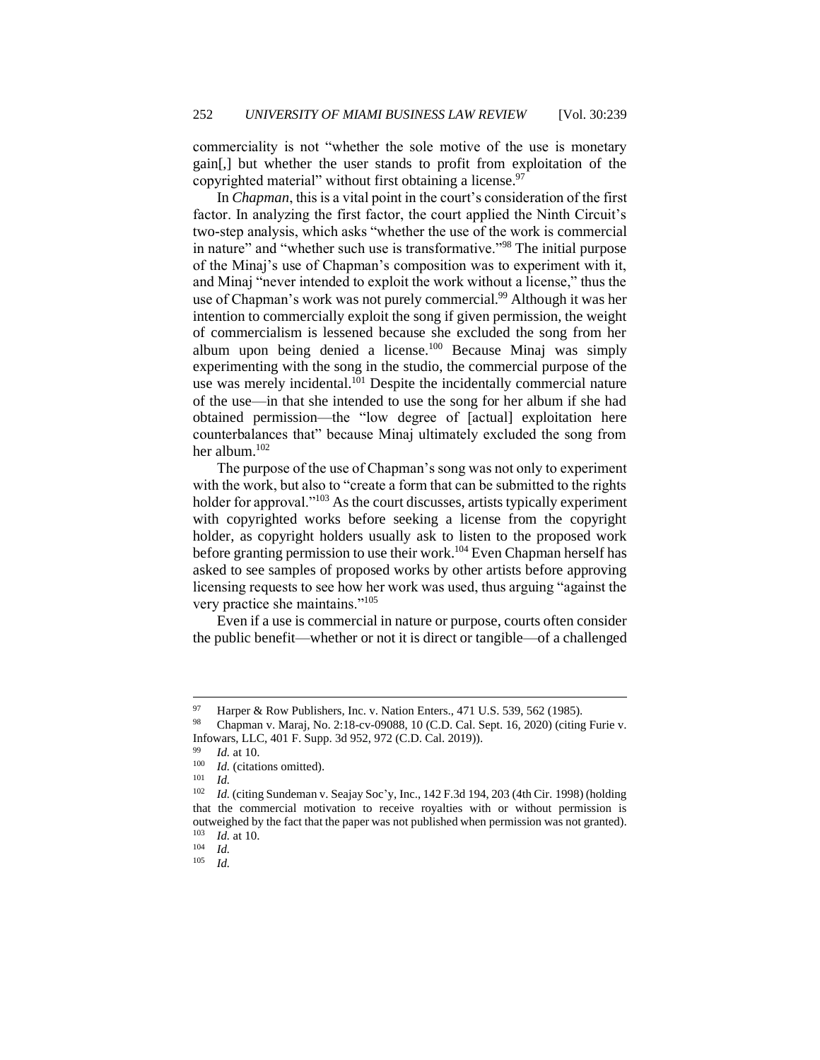commerciality is not "whether the sole motive of the use is monetary gain[,] but whether the user stands to profit from exploitation of the copyrighted material" without first obtaining a license.[97]

In *Chapman*, this is a vital point in the court's consideration of the first factor. In analyzing the first factor, the court applied the Ninth Circuit's two-step analysis, which asks "whether the use of the work is commercial in nature" and "whether such use is transformative."[98] The initial purpose of the Minaj's use of Chapman's composition was to experiment with it, and Minaj "never intended to exploit the work without a license," thus the use of Chapman's work was not purely commercial.[99] Although it was her intention to commercially exploit the song if given permission, the weight of commercialism is lessened because she excluded the song from her album upon being denied a license.[100] Because Minaj was simply experimenting with the song in the studio, the commercial purpose of the use was merely incidental.[101] Despite the incidentally commercial nature of the use—in that she intended to use the song for her album if she had obtained permission—the "low degree of [actual] exploitation here counterbalances that" because Minaj ultimately excluded the song from her album.[102]

The purpose of the use of Chapman's song was not only to experiment with the work, but also to "create a form that can be submitted to the rights holder for approval."[103] As the court discusses, artists typically experiment with copyrighted works before seeking a license from the copyright holder, as copyright holders usually ask to listen to the proposed work before granting permission to use their work.[104] Even Chapman herself has asked to see samples of proposed works by other artists before approving licensing requests to see how her work was used, thus arguing "against the very practice she maintains."[105]

Even if a use is commercial in nature or purpose, courts often consider the public benefit—whether or not it is direct or tangible—of a challenged

---

[97] Harper & Row Publishers, Inc. v. Nation Enters., 471 U.S. 539, 562 (1985).

[98] Chapman v. Maraj, No. 2:18-cv-09088, 10 (C.D. Cal. Sept. 16, 2020) (citing Furie v. Infowars, LLC, 401 F. Supp. 3d 952, 972 (C.D. Cal. 2019)).

[99] *Id.* at 10.

[100] *Id.* (citations omitted).

[101] *Id.*

[102] *Id.* (citing Sundeman v. Seajay Soc'y, Inc., 142 F.3d 194, 203 (4th Cir. 1998) (holding that the commercial motivation to receive royalties with or without permission is outweighed by the fact that the paper was not published when permission was not granted).

[103] *Id.* at 10.

[104] *Id.*

[105] *Id.*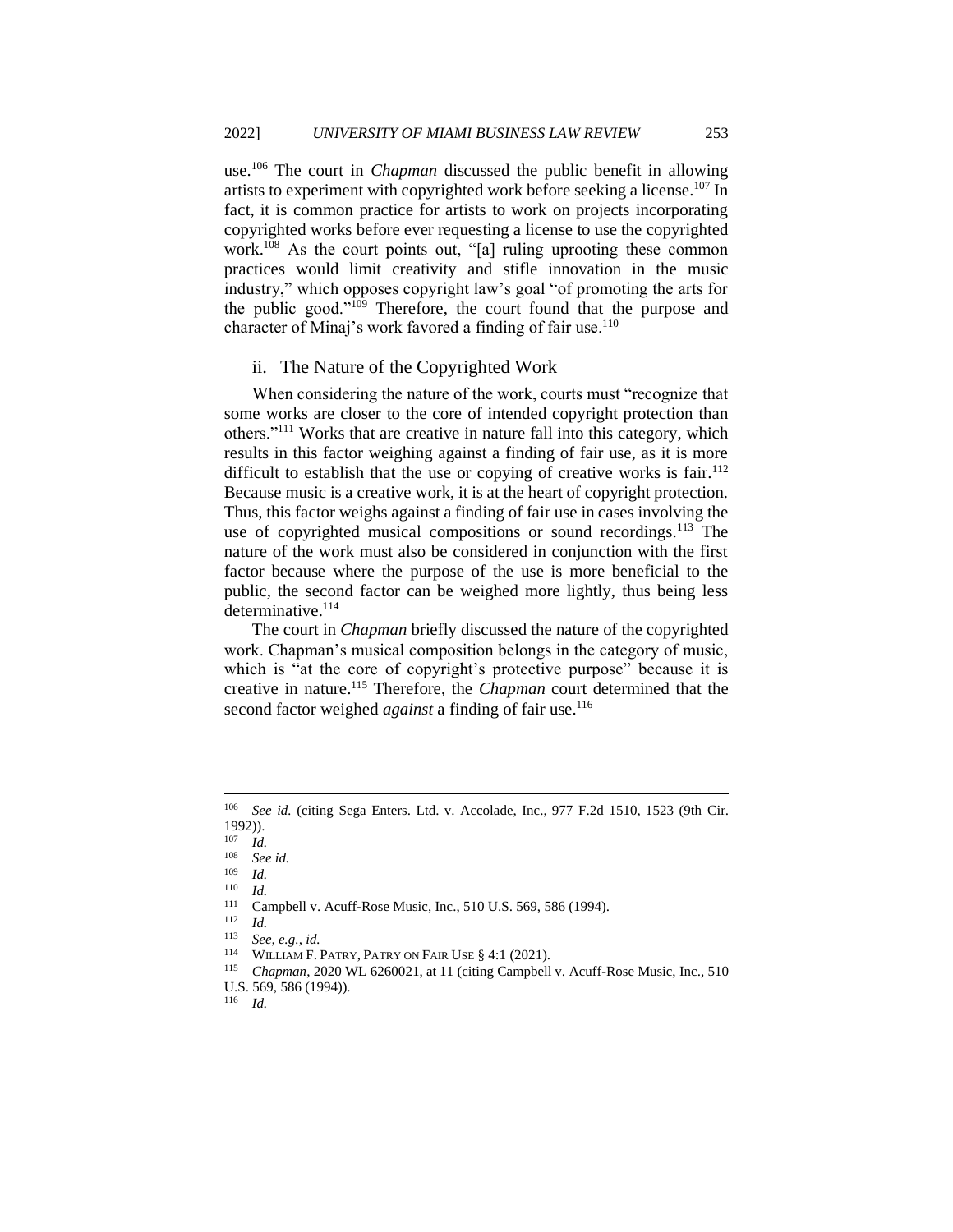use.[106] The court in *Chapman* discussed the public benefit in allowing artists to experiment with copyrighted work before seeking a license.[107] In fact, it is common practice for artists to work on projects incorporating copyrighted works before ever requesting a license to use the copyrighted work.[108] As the court points out, "[a] ruling uprooting these common practices would limit creativity and stifle innovation in the music industry," which opposes copyright law's goal "of promoting the arts for the public good."[109] Therefore, the court found that the purpose and character of Minaj's work favored a finding of fair use.[110]

### ii. The Nature of the Copyrighted Work

When considering the nature of the work, courts must "recognize that some works are closer to the core of intended copyright protection than others."[111] Works that are creative in nature fall into this category, which results in this factor weighing against a finding of fair use, as it is more difficult to establish that the use or copying of creative works is fair.[112] Because music is a creative work, it is at the heart of copyright protection. Thus, this factor weighs against a finding of fair use in cases involving the use of copyrighted musical compositions or sound recordings.[113] The nature of the work must also be considered in conjunction with the first factor because where the purpose of the use is more beneficial to the public, the second factor can be weighed more lightly, thus being less determinative.[114]

The court in *Chapman* briefly discussed the nature of the copyrighted work. Chapman's musical composition belongs in the category of music, which is "at the core of copyright's protective purpose" because it is creative in nature.[115] Therefore, the *Chapman* court determined that the second factor weighed *against* a finding of fair use.[116]

---

[106] *See id.* (citing Sega Enters. Ltd. v. Accolade, Inc., 977 F.2d 1510, 1523 (9th Cir. 1992)).

[107] *Id.*

[108] *See id.*

[109] *Id.*

[110] *Id.*

[111] Campbell v. Acuff-Rose Music, Inc., 510 U.S. 569, 586 (1994).

[112] *Id.*

[113] *See, e.g.*, *id.*

[114] WILLIAM F. PATRY, PATRY ON FAIR USE § 4:1 (2021).

[115] *Chapman*, 2020 WL 6260021, at 11 (citing Campbell v. Acuff-Rose Music, Inc., 510 U.S. 569, 586 (1994)).

[116] *Id.*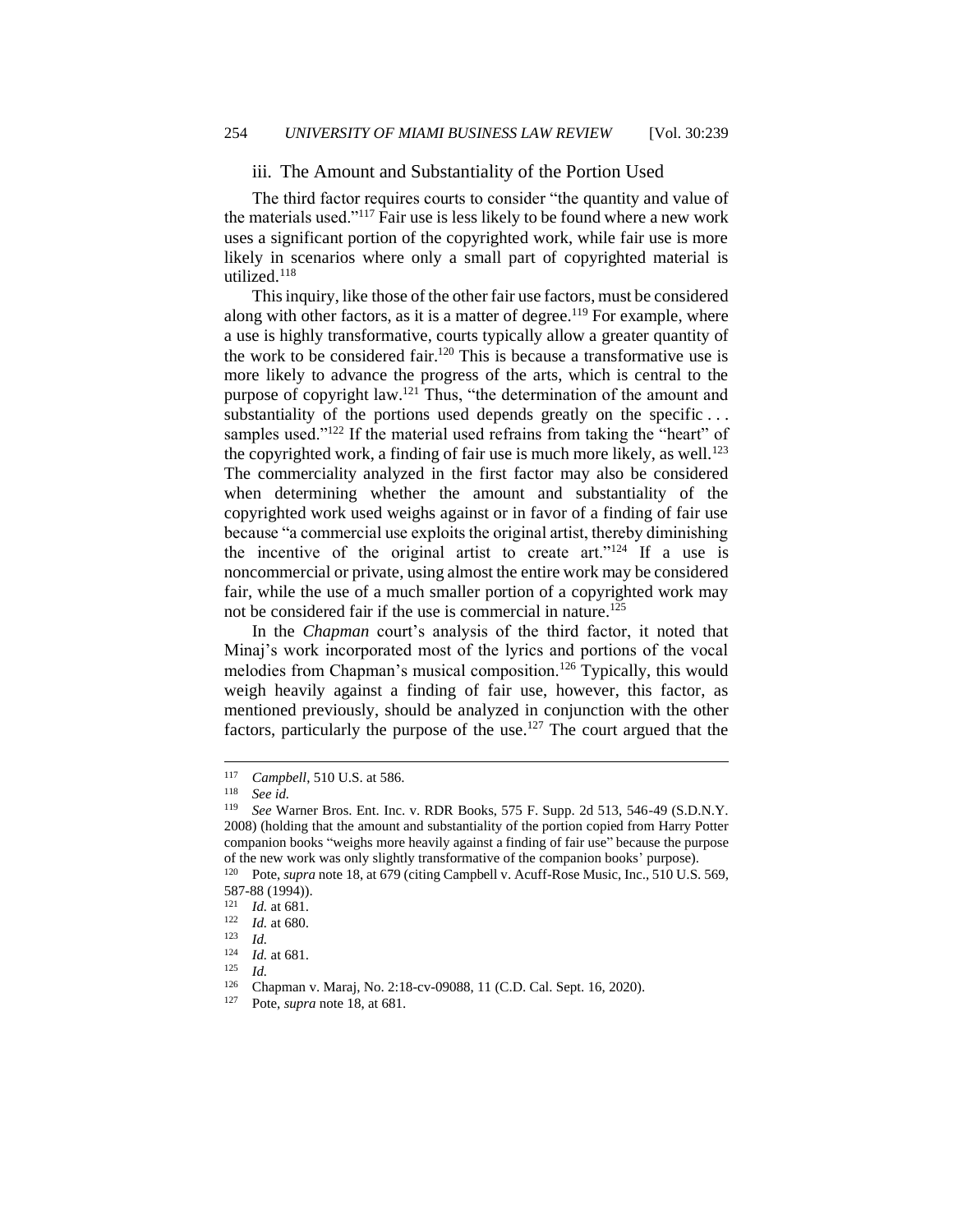### iii. The Amount and Substantiality of the Portion Used

The third factor requires courts to consider "the quantity and value of the materials used."[117] Fair use is less likely to be found where a new work uses a significant portion of the copyrighted work, while fair use is more likely in scenarios where only a small part of copyrighted material is utilized.[118]

This inquiry, like those of the other fair use factors, must be considered along with other factors, as it is a matter of degree.[119] For example, where a use is highly transformative, courts typically allow a greater quantity of the work to be considered fair.[120] This is because a transformative use is more likely to advance the progress of the arts, which is central to the purpose of copyright law.[121] Thus, "the determination of the amount and substantiality of the portions used depends greatly on the specific . . . samples used."[122] If the material used refrains from taking the "heart" of the copyrighted work, a finding of fair use is much more likely, as well.[123] The commerciality analyzed in the first factor may also be considered when determining whether the amount and substantiality of the copyrighted work used weighs against or in favor of a finding of fair use because "a commercial use exploits the original artist, thereby diminishing the incentive of the original artist to create art."[124] If a use is noncommercial or private, using almost the entire work may be considered fair, while the use of a much smaller portion of a copyrighted work may not be considered fair if the use is commercial in nature.[125]

In the *Chapman* court's analysis of the third factor, it noted that Minaj's work incorporated most of the lyrics and portions of the vocal melodies from Chapman's musical composition.[126] Typically, this would weigh heavily against a finding of fair use, however, this factor, as mentioned previously, should be analyzed in conjunction with the other factors, particularly the purpose of the use.[127] The court argued that the

---

[117] *Campbell*, 510 U.S. at 586.

[118] *See id.*

[119] *See* Warner Bros. Ent. Inc. v. RDR Books, 575 F. Supp. 2d 513, 546-49 (S.D.N.Y. 2008) (holding that the amount and substantiality of the portion copied from Harry Potter companion books "weighs more heavily against a finding of fair use" because the purpose of the new work was only slightly transformative of the companion books' purpose).

[120] Pote, *supra* note 18, at 679 (citing Campbell v. Acuff-Rose Music, Inc., 510 U.S. 569, 587-88 (1994)).

[121] *Id.* at 681.

[122] *Id.* at 680.

[123] *Id.*

[124] *Id.* at 681.

[125] *Id.*

[126] Chapman v. Maraj, No. 2:18-cv-09088, 11 (C.D. Cal. Sept. 16, 2020).

[127] Pote, *supra* note 18, at 681.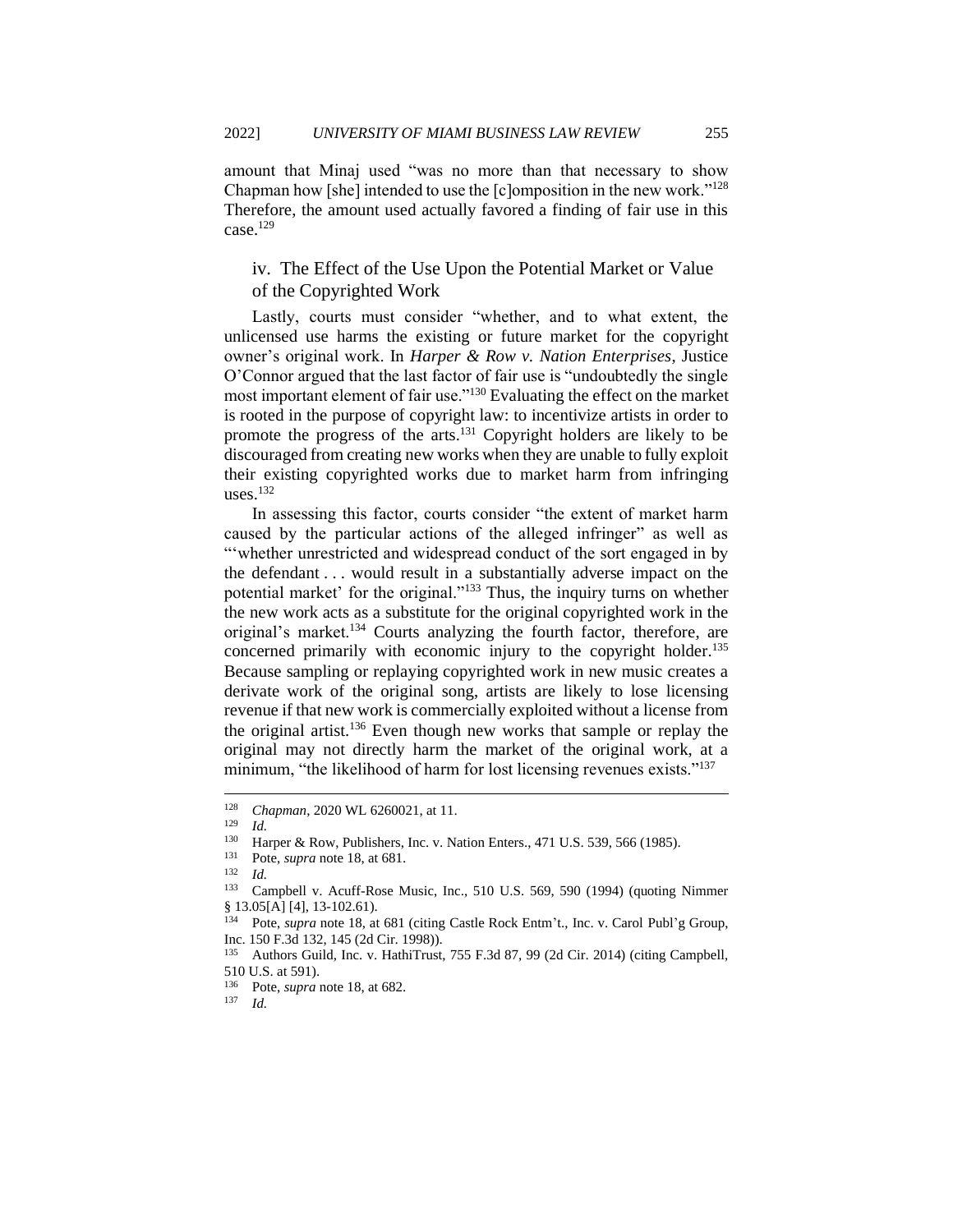amount that Minaj used "was no more than that necessary to show Chapman how [she] intended to use the [c]omposition in the new work."[128] Therefore, the amount used actually favored a finding of fair use in this case.[129]

### iv. The Effect of the Use Upon the Potential Market or Value of the Copyrighted Work

Lastly, courts must consider "whether, and to what extent, the unlicensed use harms the existing or future market for the copyright owner's original work. In *Harper & Row v. Nation Enterprises*, Justice O'Connor argued that the last factor of fair use is "undoubtedly the single most important element of fair use."[130] Evaluating the effect on the market is rooted in the purpose of copyright law: to incentivize artists in order to promote the progress of the arts.[131] Copyright holders are likely to be discouraged from creating new works when they are unable to fully exploit their existing copyrighted works due to market harm from infringing uses.[132]

In assessing this factor, courts consider "the extent of market harm caused by the particular actions of the alleged infringer" as well as "'whether unrestricted and widespread conduct of the sort engaged in by the defendant . . . would result in a substantially adverse impact on the potential market' for the original."[133] Thus, the inquiry turns on whether the new work acts as a substitute for the original copyrighted work in the original's market.[134] Courts analyzing the fourth factor, therefore, are concerned primarily with economic injury to the copyright holder.[135] Because sampling or replaying copyrighted work in new music creates a derivate work of the original song, artists are likely to lose licensing revenue if that new work is commercially exploited without a license from the original artist.[136] Even though new works that sample or replay the original may not directly harm the market of the original work, at a minimum, "the likelihood of harm for lost licensing revenues exists."[137]

---

[128] *Chapman*, 2020 WL 6260021, at 11.

[129] *Id.*

[130] Harper & Row, Publishers, Inc. v. Nation Enters., 471 U.S. 539, 566 (1985).

[131] Pote, *supra* note 18, at 681.

[132] *Id.*

[133] Campbell v. Acuff-Rose Music, Inc., 510 U.S. 569, 590 (1994) (quoting Nimmer § 13.05[A] [4], 13-102.61).

[134] Pote, *supra* note 18, at 681 (citing Castle Rock Entm't., Inc. v. Carol Publ'g Group, Inc. 150 F.3d 132, 145 (2d Cir. 1998)).

[135] Authors Guild, Inc. v. HathiTrust, 755 F.3d 87, 99 (2d Cir. 2014) (citing Campbell, 510 U.S. at 591).

[136] Pote, *supra* note 18, at 682.

[137] *Id.*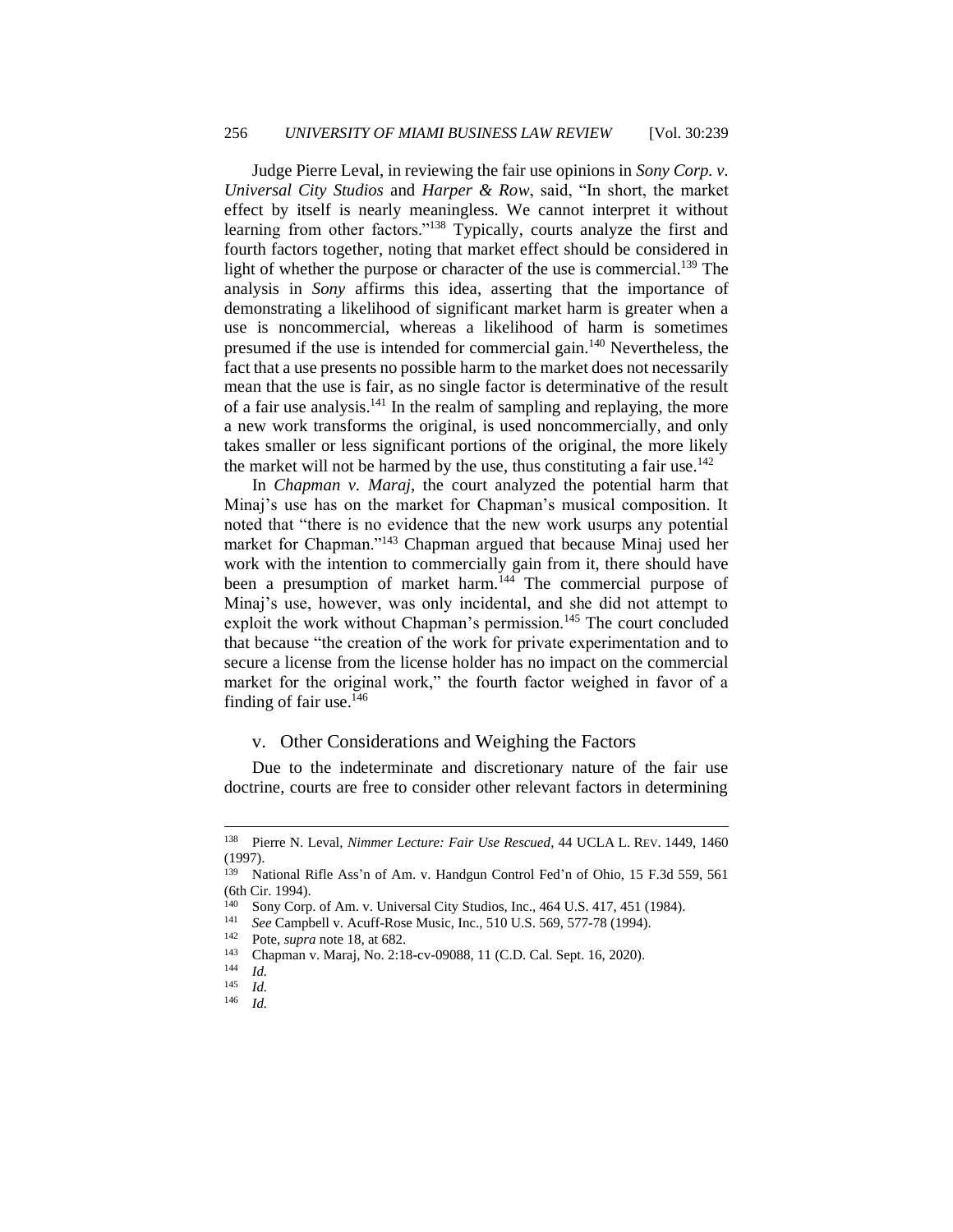Judge Pierre Leval, in reviewing the fair use opinions in *Sony Corp. v. Universal City Studios* and *Harper & Row*, said, "In short, the market effect by itself is nearly meaningless. We cannot interpret it without learning from other factors."[138] Typically, courts analyze the first and fourth factors together, noting that market effect should be considered in light of whether the purpose or character of the use is commercial.[139] The analysis in *Sony* affirms this idea, asserting that the importance of demonstrating a likelihood of significant market harm is greater when a use is noncommercial, whereas a likelihood of harm is sometimes presumed if the use is intended for commercial gain.[140] Nevertheless, the fact that a use presents no possible harm to the market does not necessarily mean that the use is fair, as no single factor is determinative of the result of a fair use analysis.[141] In the realm of sampling and replaying, the more a new work transforms the original, is used noncommercially, and only takes smaller or less significant portions of the original, the more likely the market will not be harmed by the use, thus constituting a fair use.[142]

In *Chapman v. Maraj*, the court analyzed the potential harm that Minaj's use has on the market for Chapman's musical composition. It noted that "there is no evidence that the new work usurps any potential market for Chapman."[143] Chapman argued that because Minaj used her work with the intention to commercially gain from it, there should have been a presumption of market harm.[144] The commercial purpose of Minaj's use, however, was only incidental, and she did not attempt to exploit the work without Chapman's permission.[145] The court concluded that because "the creation of the work for private experimentation and to secure a license from the license holder has no impact on the commercial market for the original work," the fourth factor weighed in favor of a finding of fair use.[146]

### v. Other Considerations and Weighing the Factors

Due to the indeterminate and discretionary nature of the fair use doctrine, courts are free to consider other relevant factors in determining

---

[138] Pierre N. Leval, *Nimmer Lecture: Fair Use Rescued*, 44 UCLA L. REV. 1449, 1460 (1997).

[139] National Rifle Ass'n of Am. v. Handgun Control Fed'n of Ohio, 15 F.3d 559, 561 (6th Cir. 1994).

[140] Sony Corp. of Am. v. Universal City Studios, Inc., 464 U.S. 417, 451 (1984).

[141] *See* Campbell v. Acuff-Rose Music, Inc., 510 U.S. 569, 577-78 (1994).

[142] Pote, *supra* note 18, at 682.

[143] Chapman v. Maraj, No. 2:18-cv-09088, 11 (C.D. Cal. Sept. 16, 2020).

[144] *Id.*

[145] *Id.*

[146] *Id.*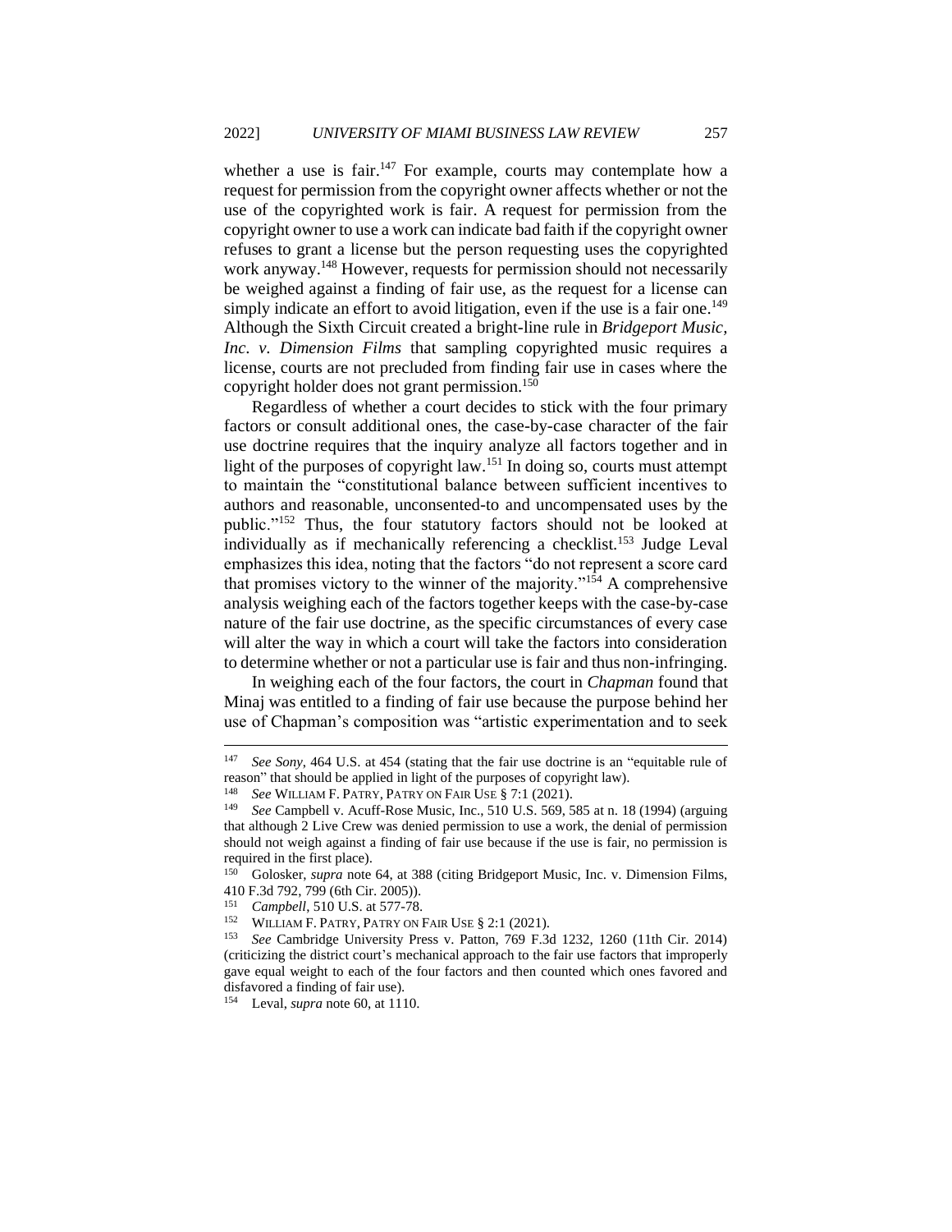whether a use is fair.[147] For example, courts may contemplate how a request for permission from the copyright owner affects whether or not the use of the copyrighted work is fair. A request for permission from the copyright owner to use a work can indicate bad faith if the copyright owner refuses to grant a license but the person requesting uses the copyrighted work anyway.[148] However, requests for permission should not necessarily be weighed against a finding of fair use, as the request for a license can simply indicate an effort to avoid litigation, even if the use is a fair one.[149] Although the Sixth Circuit created a bright-line rule in *Bridgeport Music, Inc. v. Dimension Films* that sampling copyrighted music requires a license, courts are not precluded from finding fair use in cases where the copyright holder does not grant permission.[150]

Regardless of whether a court decides to stick with the four primary factors or consult additional ones, the case-by-case character of the fair use doctrine requires that the inquiry analyze all factors together and in light of the purposes of copyright law.[151] In doing so, courts must attempt to maintain the "constitutional balance between sufficient incentives to authors and reasonable, unconsented-to and uncompensated uses by the public."[152] Thus, the four statutory factors should not be looked at individually as if mechanically referencing a checklist.[153] Judge Leval emphasizes this idea, noting that the factors "do not represent a score card that promises victory to the winner of the majority."[154] A comprehensive analysis weighing each of the factors together keeps with the case-by-case nature of the fair use doctrine, as the specific circumstances of every case will alter the way in which a court will take the factors into consideration to determine whether or not a particular use is fair and thus non-infringing.

In weighing each of the four factors, the court in *Chapman* found that Minaj was entitled to a finding of fair use because the purpose behind her use of Chapman's composition was "artistic experimentation and to seek

---

[147] *See Sony*, 464 U.S. at 454 (stating that the fair use doctrine is an "equitable rule of reason" that should be applied in light of the purposes of copyright law).

[148] *See* WILLIAM F. PATRY, PATRY ON FAIR USE § 7:1 (2021).

[149] *See* Campbell v. Acuff-Rose Music, Inc., 510 U.S. 569, 585 at n. 18 (1994) (arguing that although 2 Live Crew was denied permission to use a work, the denial of permission should not weigh against a finding of fair use because if the use is fair, no permission is required in the first place).

[150] Golosker, *supra* note 64, at 388 (citing Bridgeport Music, Inc. v. Dimension Films, 410 F.3d 792, 799 (6th Cir. 2005)).

[151] *Campbell*, 510 U.S. at 577-78.

[152] WILLIAM F. PATRY, PATRY ON FAIR USE § 2:1 (2021).

[153] *See* Cambridge University Press v. Patton, 769 F.3d 1232, 1260 (11th Cir. 2014) (criticizing the district court's mechanical approach to the fair use factors that improperly gave equal weight to each of the four factors and then counted which ones favored and disfavored a finding of fair use).

[154] Leval, *supra* note 60, at 1110.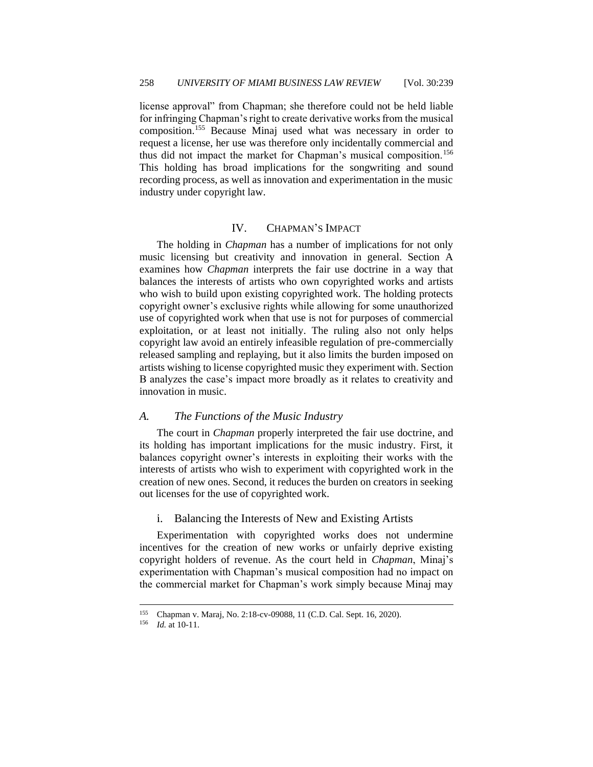license approval" from Chapman; she therefore could not be held liable for infringing Chapman's right to create derivative works from the musical composition.[155] Because Minaj used what was necessary in order to request a license, her use was therefore only incidentally commercial and thus did not impact the market for Chapman's musical composition.[156] This holding has broad implications for the songwriting and sound recording process, as well as innovation and experimentation in the music industry under copyright law.

## IV. CHAPMAN'S IMPACT

The holding in *Chapman* has a number of implications for not only music licensing but creativity and innovation in general. Section A examines how *Chapman* interprets the fair use doctrine in a way that balances the interests of artists who own copyrighted works and artists who wish to build upon existing copyrighted work. The holding protects copyright owner's exclusive rights while allowing for some unauthorized use of copyrighted work when that use is not for purposes of commercial exploitation, or at least not initially. The ruling also not only helps copyright law avoid an entirely infeasible regulation of pre-commercially released sampling and replaying, but it also limits the burden imposed on artists wishing to license copyrighted music they experiment with. Section B analyzes the case's impact more broadly as it relates to creativity and innovation in music.

### *A. The Functions of the Music Industry*

The court in *Chapman* properly interpreted the fair use doctrine, and its holding has important implications for the music industry. First, it balances copyright owner's interests in exploiting their works with the interests of artists who wish to experiment with copyrighted work in the creation of new ones. Second, it reduces the burden on creators in seeking out licenses for the use of copyrighted work.

#### i. Balancing the Interests of New and Existing Artists

Experimentation with copyrighted works does not undermine incentives for the creation of new works or unfairly deprive existing copyright holders of revenue. As the court held in *Chapman*, Minaj's experimentation with Chapman's musical composition had no impact on the commercial market for Chapman's work simply because Minaj may

---

[155] Chapman v. Maraj, No. 2:18-cv-09088, 11 (C.D. Cal. Sept. 16, 2020).

[156] *Id.* at 10-11.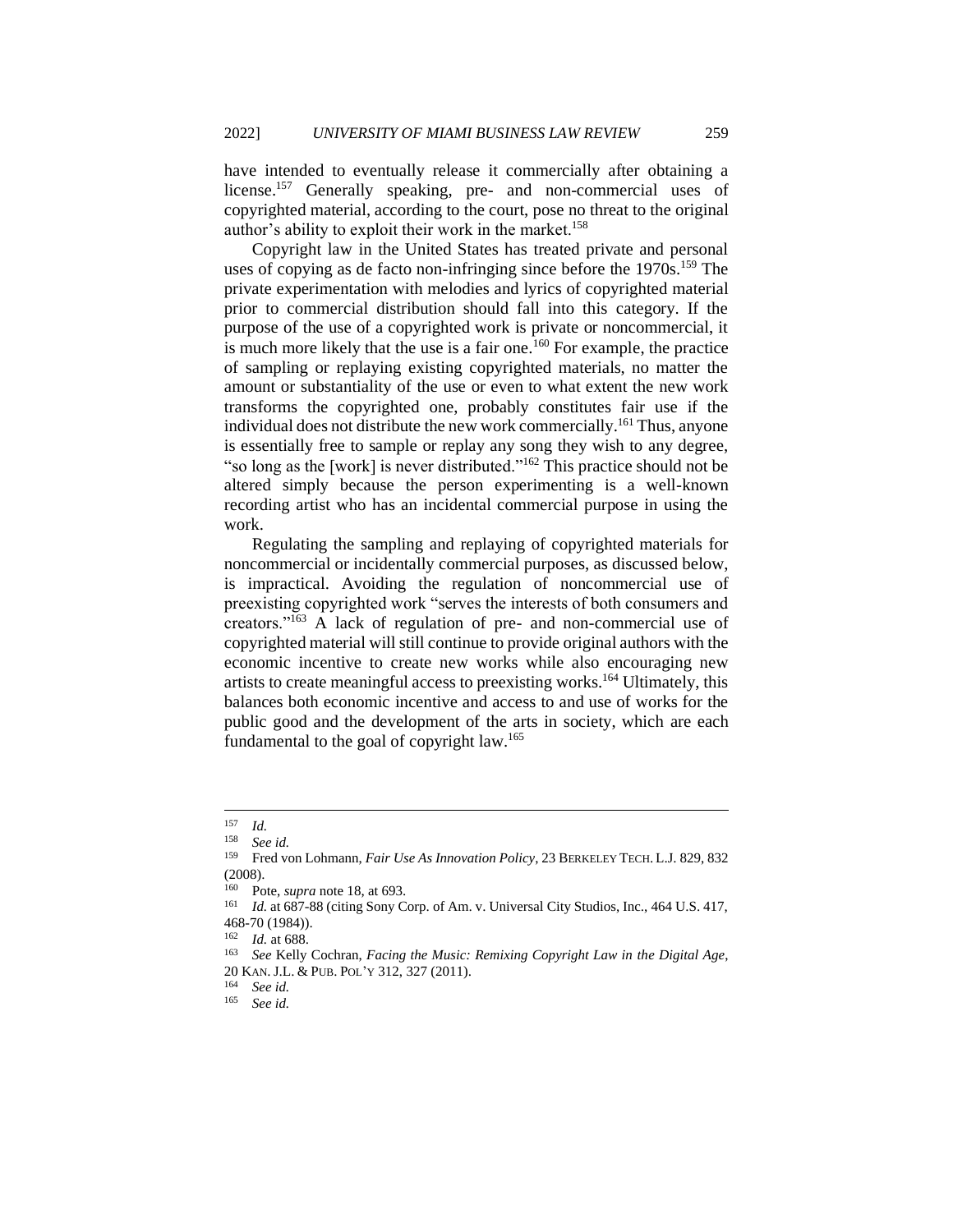have intended to eventually release it commercially after obtaining a license.[157] Generally speaking, pre- and non-commercial uses of copyrighted material, according to the court, pose no threat to the original author's ability to exploit their work in the market.[158]

Copyright law in the United States has treated private and personal uses of copying as de facto non-infringing since before the 1970s.[159] The private experimentation with melodies and lyrics of copyrighted material prior to commercial distribution should fall into this category. If the purpose of the use of a copyrighted work is private or noncommercial, it is much more likely that the use is a fair one.[160] For example, the practice of sampling or replaying existing copyrighted materials, no matter the amount or substantiality of the use or even to what extent the new work transforms the copyrighted one, probably constitutes fair use if the individual does not distribute the new work commercially.[161] Thus, anyone is essentially free to sample or replay any song they wish to any degree, "so long as the [work] is never distributed."[162] This practice should not be altered simply because the person experimenting is a well-known recording artist who has an incidental commercial purpose in using the work.

Regulating the sampling and replaying of copyrighted materials for noncommercial or incidentally commercial purposes, as discussed below, is impractical. Avoiding the regulation of noncommercial use of preexisting copyrighted work "serves the interests of both consumers and creators."[163] A lack of regulation of pre- and non-commercial use of copyrighted material will still continue to provide original authors with the economic incentive to create new works while also encouraging new artists to create meaningful access to preexisting works.[164] Ultimately, this balances both economic incentive and access to and use of works for the public good and the development of the arts in society, which are each fundamental to the goal of copyright law.[165]

---

[157] *Id.*

[158] *See id.*

[159] Fred von Lohmann, *Fair Use As Innovation Policy*, 23 BERKELEY TECH. L.J. 829, 832 (2008).

[160] Pote, *supra* note 18, at 693.

[161] *Id.* at 687-88 (citing Sony Corp. of Am. v. Universal City Studios, Inc., 464 U.S. 417, 468-70 (1984)).

[162] *Id.* at 688.

[163] *See* Kelly Cochran, *Facing the Music: Remixing Copyright Law in the Digital Age*, 20 KAN. J.L. & PUB. POL'Y 312, 327 (2011).

[164] *See id.*

[165] *See id.*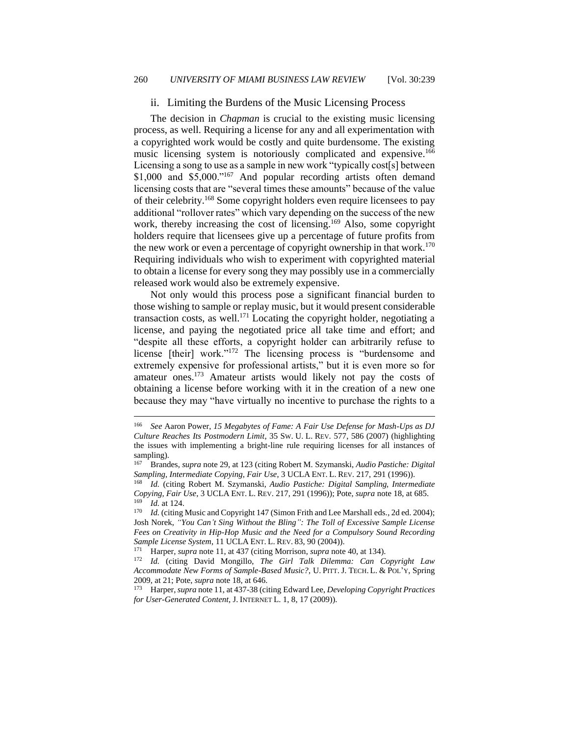### ii. Limiting the Burdens of the Music Licensing Process

The decision in *Chapman* is crucial to the existing music licensing process, as well. Requiring a license for any and all experimentation with a copyrighted work would be costly and quite burdensome. The existing music licensing system is notoriously complicated and expensive.[166] Licensing a song to use as a sample in new work "typically cost[s] between $1,000 and $5,000."[167] And popular recording artists often demand licensing costs that are "several times these amounts" because of the value of their celebrity.[168] Some copyright holders even require licensees to pay additional "rollover rates" which vary depending on the success of the new work, thereby increasing the cost of licensing.[169] Also, some copyright holders require that licensees give up a percentage of future profits from the new work or even a percentage of copyright ownership in that work.[170] Requiring individuals who wish to experiment with copyrighted material to obtain a license for every song they may possibly use in a commercially released work would also be extremely expensive.

Not only would this process pose a significant financial burden to those wishing to sample or replay music, but it would present considerable transaction costs, as well.[171] Locating the copyright holder, negotiating a license, and paying the negotiated price all take time and effort; and "despite all these efforts, a copyright holder can arbitrarily refuse to license [their] work."[172] The licensing process is "burdensome and extremely expensive for professional artists," but it is even more so for amateur ones.[173] Amateur artists would likely not pay the costs of obtaining a license before working with it in the creation of a new one because they may "have virtually no incentive to purchase the rights to a

---

[166] *See* Aaron Power, *15 Megabytes of Fame: A Fair Use Defense for Mash-Ups as DJ Culture Reaches Its Postmodern Limit*, 35 SW. U. L. REV. 577, 586 (2007) (highlighting the issues with implementing a bright-line rule requiring licenses for all instances of sampling).

[167] Brandes, *supra* note 29, at 123 (citing Robert M. Szymanski, *Audio Pastiche: Digital Sampling, Intermediate Copying, Fair Use*, 3 UCLA ENT. L. REV. 217, 291 (1996)).

[168] *Id.* (citing Robert M. Szymanski, *Audio Pastiche: Digital Sampling, Intermediate Copying, Fair Use*, 3 UCLA ENT. L. REV. 217, 291 (1996)); Pote, *supra* note 18, at 685.

[169] *Id.* at 124.

[170] *Id.* (citing Music and Copyright 147 (Simon Frith and Lee Marshall eds., 2d ed. 2004); Josh Norek, *"You Can't Sing Without the Bling": The Toll of Excessive Sample License Fees on Creativity in Hip-Hop Music and the Need for a Compulsory Sound Recording Sample License System*, 11 UCLA ENT. L. REV. 83, 90 (2004)).

[171] Harper, *supra* note 11, at 437 (citing Morrison, *supra* note 40, at 134).

[172] *Id.* (citing David Mongillo, *The Girl Talk Dilemma: Can Copyright Law Accommodate New Forms of Sample-Based Music?*, U. PITT. J. TECH. L. & POL'Y, Spring 2009, at 21; Pote, *supra* note 18, at 646.

[173] Harper, *supra* note 11, at 437-38 (citing Edward Lee, *Developing Copyright Practices for User-Generated Content*, J. INTERNET L. 1, 8, 17 (2009)).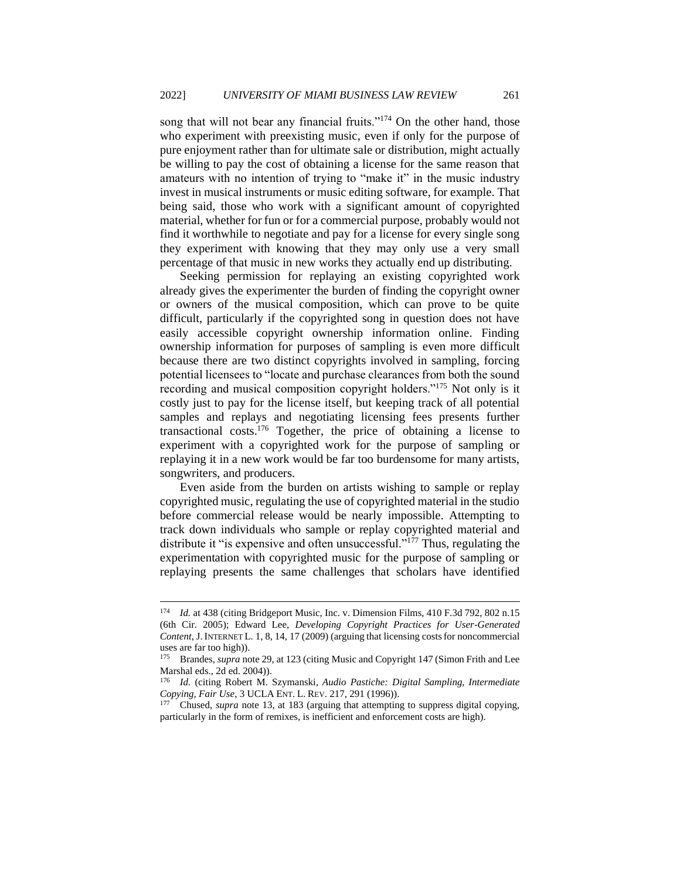song that will not bear any financial fruits."[174] On the other hand, those who experiment with preexisting music, even if only for the purpose of pure enjoyment rather than for ultimate sale or distribution, might actually be willing to pay the cost of obtaining a license for the same reason that amateurs with no intention of trying to "make it" in the music industry invest in musical instruments or music editing software, for example. That being said, those who work with a significant amount of copyrighted material, whether for fun or for a commercial purpose, probably would not find it worthwhile to negotiate and pay for a license for every single song they experiment with knowing that they may only use a very small percentage of that music in new works they actually end up distributing.

Seeking permission for replaying an existing copyrighted work already gives the experimenter the burden of finding the copyright owner or owners of the musical composition, which can prove to be quite difficult, particularly if the copyrighted song in question does not have easily accessible copyright ownership information online. Finding ownership information for purposes of sampling is even more difficult because there are two distinct copyrights involved in sampling, forcing potential licensees to "locate and purchase clearances from both the sound recording and musical composition copyright holders."[175] Not only is it costly just to pay for the license itself, but keeping track of all potential samples and replays and negotiating licensing fees presents further transactional costs.[176] Together, the price of obtaining a license to experiment with a copyrighted work for the purpose of sampling or replaying it in a new work would be far too burdensome for many artists, songwriters, and producers.

Even aside from the burden on artists wishing to sample or replay copyrighted music, regulating the use of copyrighted material in the studio before commercial release would be nearly impossible. Attempting to track down individuals who sample or replay copyrighted material and distribute it "is expensive and often unsuccessful."[177] Thus, regulating the experimentation with copyrighted music for the purpose of sampling or replaying presents the same challenges that scholars have identified

---

[174] *Id.* at 438 (citing Bridgeport Music, Inc. v. Dimension Films, 410 F.3d 792, 802 n.15 (6th Cir. 2005); Edward Lee, *Developing Copyright Practices for User-Generated Content*, J. INTERNET L. 1, 8, 14, 17 (2009) (arguing that licensing costs for noncommercial uses are far too high)).

[175] Brandes, *supra* note 29, at 123 (citing Music and Copyright 147 (Simon Frith and Lee Marshal eds., 2d ed. 2004)).

[176] *Id.* (citing Robert M. Szymanski, *Audio Pastiche: Digital Sampling, Intermediate Copying, Fair Use*, 3 UCLA ENT. L. REV. 217, 291 (1996)).

[177] Chused, *supra* note 13, at 183 (arguing that attempting to suppress digital copying, particularly in the form of remixes, is inefficient and enforcement costs are high).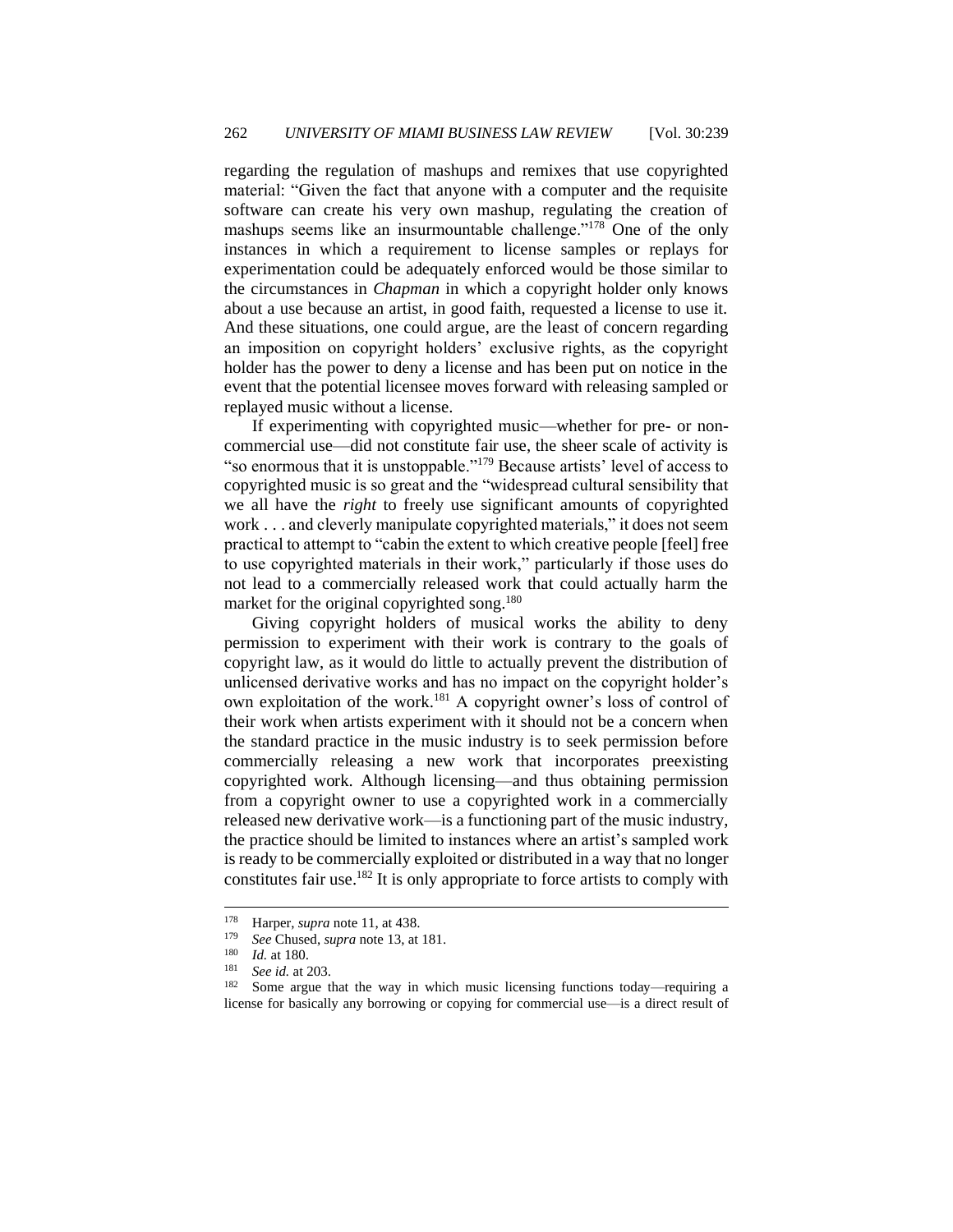regarding the regulation of mashups and remixes that use copyrighted material: "Given the fact that anyone with a computer and the requisite software can create his very own mashup, regulating the creation of mashups seems like an insurmountable challenge."[178] One of the only instances in which a requirement to license samples or replays for experimentation could be adequately enforced would be those similar to the circumstances in *Chapman* in which a copyright holder only knows about a use because an artist, in good faith, requested a license to use it. And these situations, one could argue, are the least of concern regarding an imposition on copyright holders' exclusive rights, as the copyright holder has the power to deny a license and has been put on notice in the event that the potential licensee moves forward with releasing sampled or replayed music without a license.

If experimenting with copyrighted music—whether for pre- or non-commercial use—did not constitute fair use, the sheer scale of activity is "so enormous that it is unstoppable."[179] Because artists' level of access to copyrighted music is so great and the "widespread cultural sensibility that we all have the *right* to freely use significant amounts of copyrighted work . . . and cleverly manipulate copyrighted materials," it does not seem practical to attempt to "cabin the extent to which creative people [feel] free to use copyrighted materials in their work," particularly if those uses do not lead to a commercially released work that could actually harm the market for the original copyrighted song.[180]

Giving copyright holders of musical works the ability to deny permission to experiment with their work is contrary to the goals of copyright law, as it would do little to actually prevent the distribution of unlicensed derivative works and has no impact on the copyright holder's own exploitation of the work.[181] A copyright owner's loss of control of their work when artists experiment with it should not be a concern when the standard practice in the music industry is to seek permission before commercially releasing a new work that incorporates preexisting copyrighted work. Although licensing—and thus obtaining permission from a copyright owner to use a copyrighted work in a commercially released new derivative work—is a functioning part of the music industry, the practice should be limited to instances where an artist's sampled work is ready to be commercially exploited or distributed in a way that no longer constitutes fair use.[182] It is only appropriate to force artists to comply with

---

[178] Harper, *supra* note 11, at 438.

[179] *See* Chused, *supra* note 13, at 181.

[180] *Id.* at 180.

[181] *See id.* at 203.

[182] Some argue that the way in which music licensing functions today—requiring a license for basically any borrowing or copying for commercial use—is a direct result of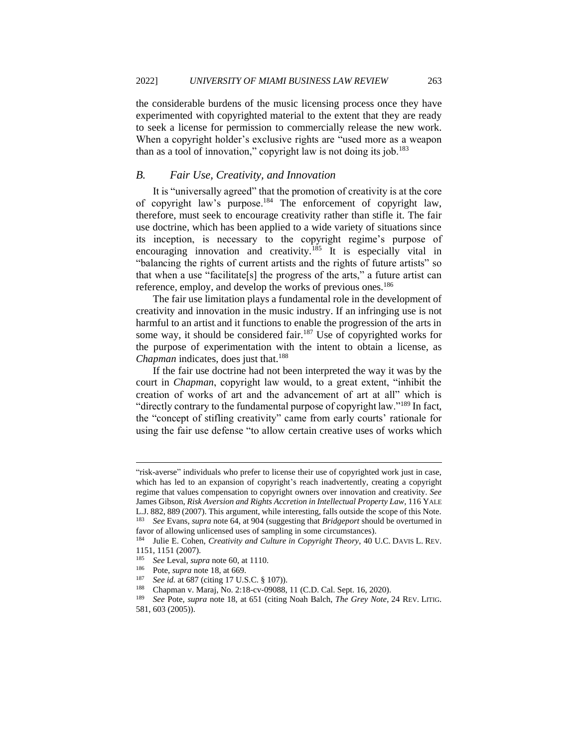the considerable burdens of the music licensing process once they have experimented with copyrighted material to the extent that they are ready to seek a license for permission to commercially release the new work. When a copyright holder's exclusive rights are "used more as a weapon than as a tool of innovation," copyright law is not doing its job.[183]

### *B. Fair Use, Creativity, and Innovation*

It is "universally agreed" that the promotion of creativity is at the core of copyright law's purpose.[184] The enforcement of copyright law, therefore, must seek to encourage creativity rather than stifle it. The fair use doctrine, which has been applied to a wide variety of situations since its inception, is necessary to the copyright regime's purpose of encouraging innovation and creativity.[185] It is especially vital in "balancing the rights of current artists and the rights of future artists" so that when a use "facilitate[s] the progress of the arts," a future artist can reference, employ, and develop the works of previous ones.[186]

The fair use limitation plays a fundamental role in the development of creativity and innovation in the music industry. If an infringing use is not harmful to an artist and it functions to enable the progression of the arts in some way, it should be considered fair.[187] Use of copyrighted works for the purpose of experimentation with the intent to obtain a license, as *Chapman* indicates, does just that.[188]

If the fair use doctrine had not been interpreted the way it was by the court in *Chapman*, copyright law would, to a great extent, "inhibit the creation of works of art and the advancement of art at all" which is "directly contrary to the fundamental purpose of copyright law."[189] In fact, the "concept of stifling creativity" came from early courts' rationale for using the fair use defense "to allow certain creative uses of works which

---

"risk-averse" individuals who prefer to license their use of copyrighted work just in case, which has led to an expansion of copyright's reach inadvertently, creating a copyright regime that values compensation to copyright owners over innovation and creativity. *See* James Gibson, *Risk Aversion and Rights Accretion in Intellectual Property Law*, 116 YALE L.J. 882, 889 (2007). This argument, while interesting, falls outside the scope of this Note.

[183] *See* Evans, *supra* note 64, at 904 (suggesting that *Bridgeport* should be overturned in favor of allowing unlicensed uses of sampling in some circumstances).

[184] Julie E. Cohen, *Creativity and Culture in Copyright Theory*, 40 U.C. DAVIS L. REV. 1151, 1151 (2007).

[185] *See* Leval, *supra* note 60, at 1110.

[186] Pote, *supra* note 18, at 669.

[187] *See id.* at 687 (citing 17 U.S.C. § 107)).

[188] Chapman v. Maraj, No. 2:18-cv-09088, 11 (C.D. Cal. Sept. 16, 2020).

[189] *See* Pote, *supra* note 18, at 651 (citing Noah Balch, *The Grey Note*, 24 REV. LITIG. 581, 603 (2005)).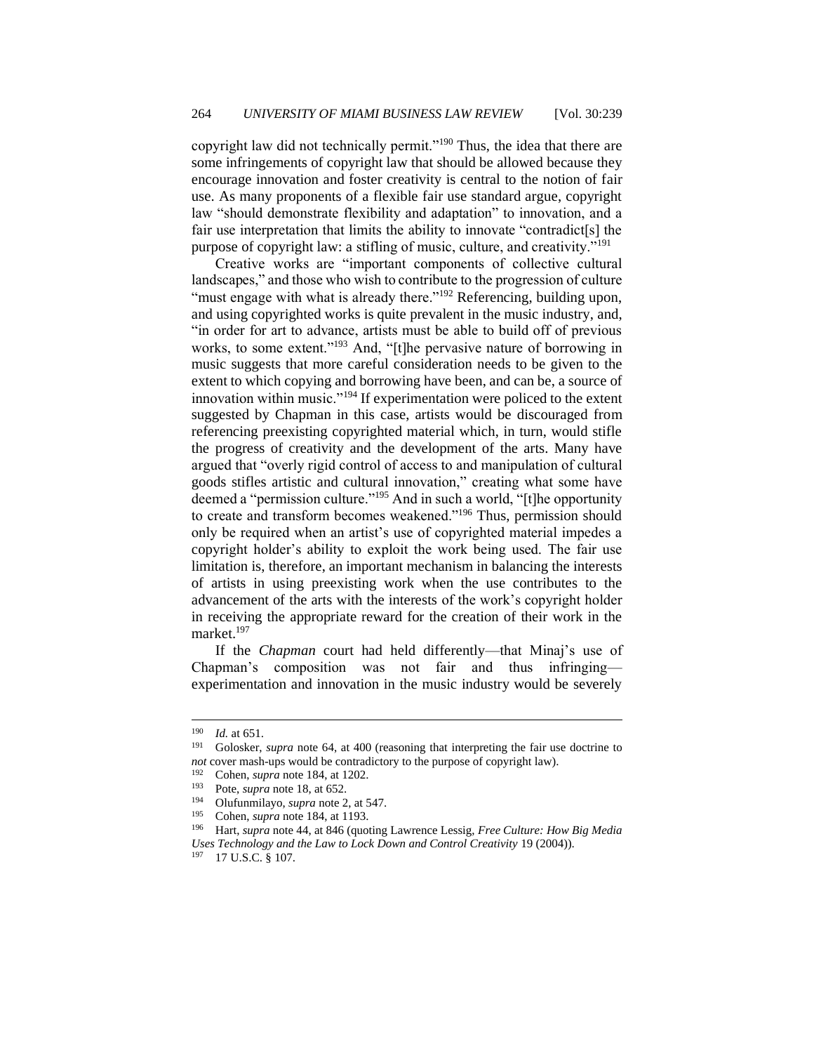copyright law did not technically permit."[190] Thus, the idea that there are some infringements of copyright law that should be allowed because they encourage innovation and foster creativity is central to the notion of fair use. As many proponents of a flexible fair use standard argue, copyright law "should demonstrate flexibility and adaptation" to innovation, and a fair use interpretation that limits the ability to innovate "contradict[s] the purpose of copyright law: a stifling of music, culture, and creativity."[191]

Creative works are "important components of collective cultural landscapes," and those who wish to contribute to the progression of culture "must engage with what is already there."[192] Referencing, building upon, and using copyrighted works is quite prevalent in the music industry, and, "in order for art to advance, artists must be able to build off of previous works, to some extent."[193] And, "[t]he pervasive nature of borrowing in music suggests that more careful consideration needs to be given to the extent to which copying and borrowing have been, and can be, a source of innovation within music."[194] If experimentation were policed to the extent suggested by Chapman in this case, artists would be discouraged from referencing preexisting copyrighted material which, in turn, would stifle the progress of creativity and the development of the arts. Many have argued that "overly rigid control of access to and manipulation of cultural goods stifles artistic and cultural innovation," creating what some have deemed a "permission culture."[195] And in such a world, "[t]he opportunity to create and transform becomes weakened."[196] Thus, permission should only be required when an artist's use of copyrighted material impedes a copyright holder's ability to exploit the work being used. The fair use limitation is, therefore, an important mechanism in balancing the interests of artists in using preexisting work when the use contributes to the advancement of the arts with the interests of the work's copyright holder in receiving the appropriate reward for the creation of their work in the market.[197]

If the *Chapman* court had held differently—that Minaj's use of Chapman's composition was not fair and thus infringing—experimentation and innovation in the music industry would be severely

---

[190] *Id.* at 651.

[191] Golosker, *supra* note 64, at 400 (reasoning that interpreting the fair use doctrine to *not* cover mash-ups would be contradictory to the purpose of copyright law).

[192] Cohen, *supra* note 184, at 1202.

[193] Pote, *supra* note 18, at 652.

[194] Olufunmilayo, *supra* note 2, at 547.

[195] Cohen, *supra* note 184, at 1193.

[196] Hart, *supra* note 44, at 846 (quoting Lawrence Lessig, *Free Culture: How Big Media Uses Technology and the Law to Lock Down and Control Creativity* 19 (2004)).

[197] 17 U.S.C. § 107.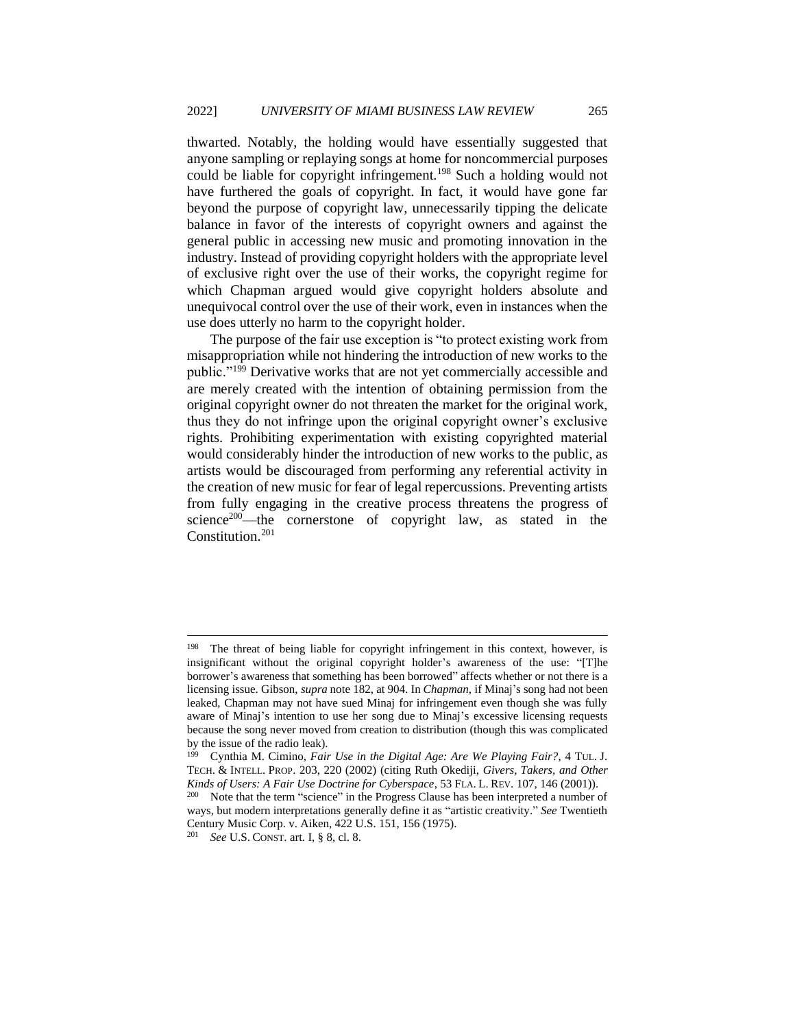thwarted. Notably, the holding would have essentially suggested that anyone sampling or replaying songs at home for noncommercial purposes could be liable for copyright infringement.[198] Such a holding would not have furthered the goals of copyright. In fact, it would have gone far beyond the purpose of copyright law, unnecessarily tipping the delicate balance in favor of the interests of copyright owners and against the general public in accessing new music and promoting innovation in the industry. Instead of providing copyright holders with the appropriate level of exclusive right over the use of their works, the copyright regime for which Chapman argued would give copyright holders absolute and unequivocal control over the use of their work, even in instances when the use does utterly no harm to the copyright holder.

The purpose of the fair use exception is "to protect existing work from misappropriation while not hindering the introduction of new works to the public."[199] Derivative works that are not yet commercially accessible and are merely created with the intention of obtaining permission from the original copyright owner do not threaten the market for the original work, thus they do not infringe upon the original copyright owner's exclusive rights. Prohibiting experimentation with existing copyrighted material would considerably hinder the introduction of new works to the public, as artists would be discouraged from performing any referential activity in the creation of new music for fear of legal repercussions. Preventing artists from fully engaging in the creative process threatens the progress of science[200]—the cornerstone of copyright law, as stated in the Constitution.[201]

---

[198] The threat of being liable for copyright infringement in this context, however, is insignificant without the original copyright holder's awareness of the use: "[T]he borrower's awareness that something has been borrowed" affects whether or not there is a licensing issue. Gibson, *supra* note 182, at 904. In *Chapman*, if Minaj's song had not been leaked, Chapman may not have sued Minaj for infringement even though she was fully aware of Minaj's intention to use her song due to Minaj's excessive licensing requests because the song never moved from creation to distribution (though this was complicated by the issue of the radio leak).

[199] Cynthia M. Cimino, *Fair Use in the Digital Age: Are We Playing Fair?*, 4 TUL. J. TECH. & INTELL. PROP. 203, 220 (2002) (citing Ruth Okediji, *Givers, Takers, and Other Kinds of Users: A Fair Use Doctrine for Cyberspace*, 53 FLA. L. REV. 107, 146 (2001)).

[200] Note that the term "science" in the Progress Clause has been interpreted a number of ways, but modern interpretations generally define it as "artistic creativity." *See* Twentieth Century Music Corp. v. Aiken, 422 U.S. 151, 156 (1975).

[201] *See* U.S. CONST. art. I, § 8, cl. 8.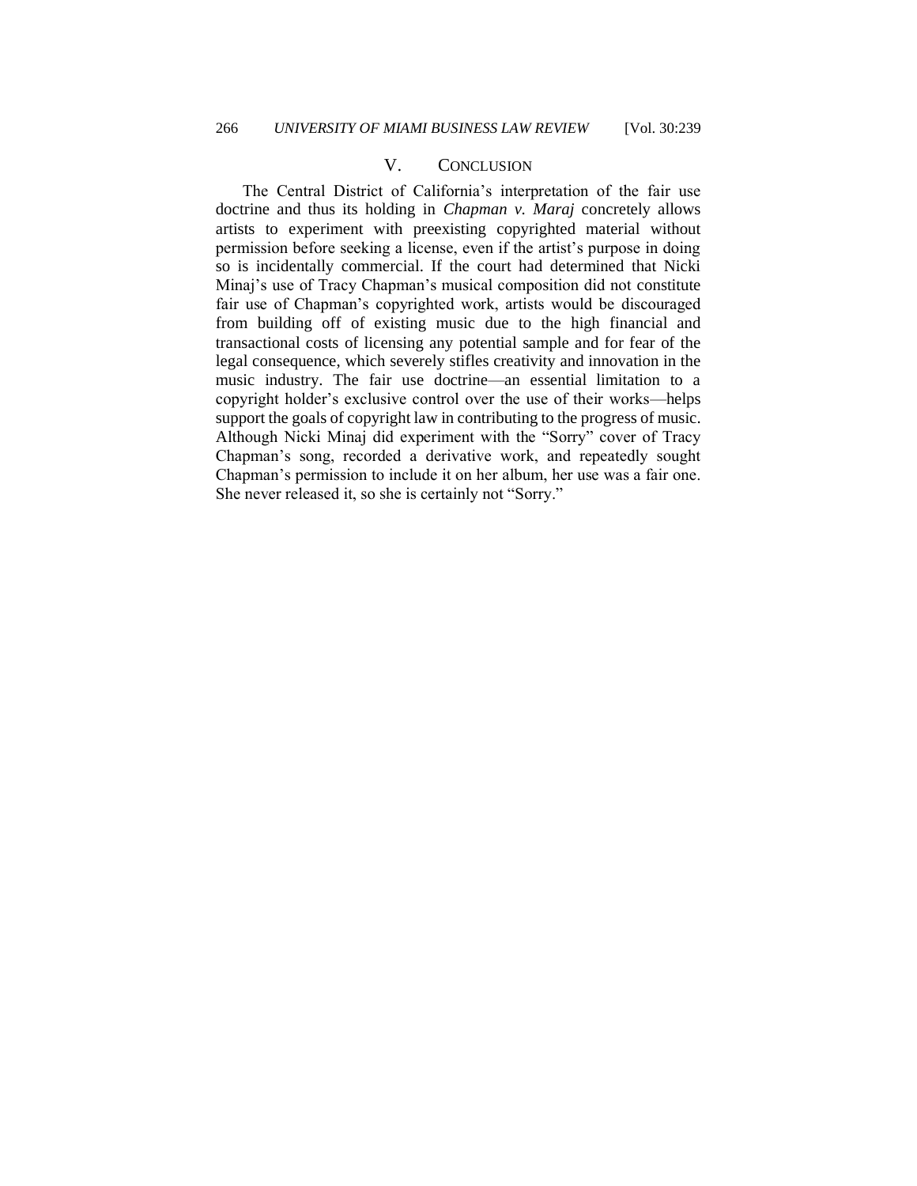## V. CONCLUSION

The Central District of California's interpretation of the fair use doctrine and thus its holding in *Chapman v. Maraj* concretely allows artists to experiment with preexisting copyrighted material without permission before seeking a license, even if the artist's purpose in doing so is incidentally commercial. If the court had determined that Nicki Minaj's use of Tracy Chapman's musical composition did not constitute fair use of Chapman's copyrighted work, artists would be discouraged from building off of existing music due to the high financial and transactional costs of licensing any potential sample and for fear of the legal consequence, which severely stifles creativity and innovation in the music industry. The fair use doctrine—an essential limitation to a copyright holder's exclusive control over the use of their works—helps support the goals of copyright law in contributing to the progress of music. Although Nicki Minaj did experiment with the "Sorry" cover of Tracy Chapman's song, recorded a derivative work, and repeatedly sought Chapman's permission to include it on her album, her use was a fair one. She never released it, so she is certainly not "Sorry."